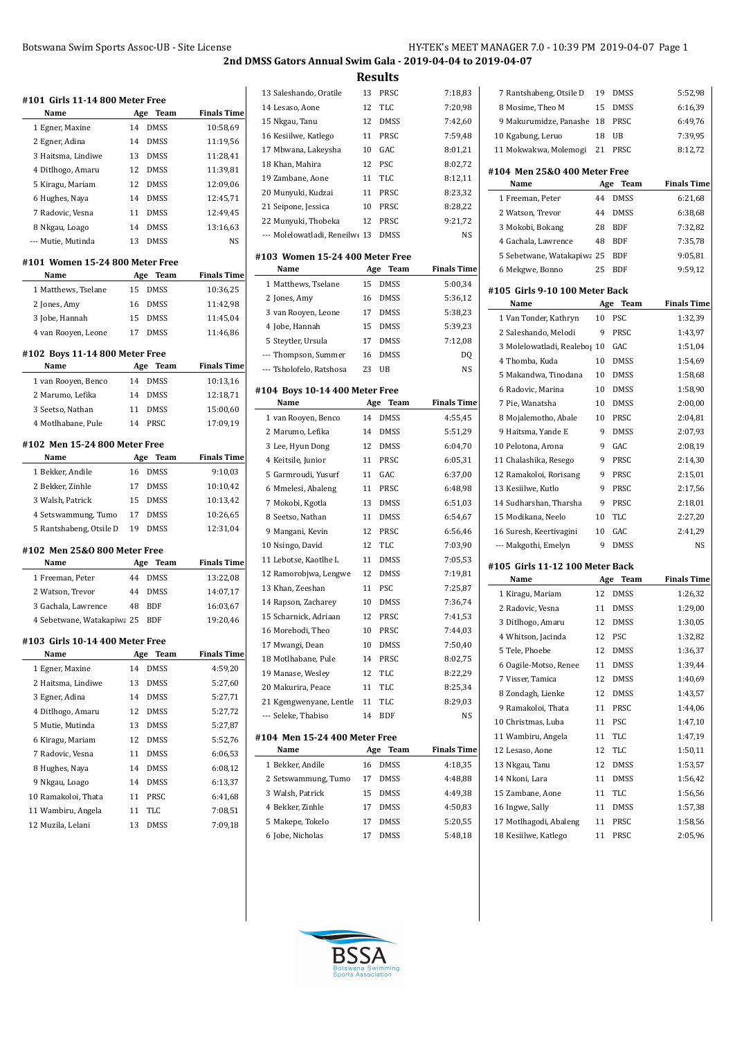## 2nd DMSS Gators Annual Swim Gala - 2019-04-04 to 2019-04-07

### Results

#### #101 Girls 11-14 800 Meter Free

| Name | Age | Team | Finals Time |
|---|---|---|---|
| 1 Egner, Maxine | 14 | DMSS | 10:58,69 |
| 2 Egner, Adina | 14 | DMSS | 11:19,56 |
| 3 Haitsma, Lindiwe | 13 | DMSS | 11:28,41 |
| 4 Ditlhogo, Amaru | 12 | DMSS | 11:39,81 |
| 5 Kiragu, Mariam | 12 | DMSS | 12:09,06 |
| 6 Hughes, Naya | 14 | DMSS | 12:45,71 |
| 7 Radovic, Vesna | 11 | DMSS | 12:49,45 |
| 8 Nkgau, Loago | 14 | DMSS | 13:16,63 |
| --- Mutie, Mutinda | 13 | DMSS | NS |

#### #101 Women 15-24 800 Meter Free

| Name | Age | Team | Finals Time |
|---|---|---|---|
| 1 Matthews, Tselane | 15 | DMSS | 10:36,25 |
| 2 Jones, Amy | 16 | DMSS | 11:42,98 |
| 3 Jobe, Hannah | 15 | DMSS | 11:45,04 |
| 4 van Rooyen, Leone | 17 | DMSS | 11:46,86 |

#### #102 Boys 11-14 800 Meter Free

| Name | Age | Team | Finals Time |
|---|---|---|---|
| 1 van Rooyen, Benco | 14 | DMSS | 10:13,16 |
| 2 Marumo, Lefika | 14 | DMSS | 12:18,71 |
| 3 Seetso, Nathan | 11 | DMSS | 15:00,60 |
| 4 Motlhabane, Pule | 14 | PRSC | 17:09,19 |

#### #102 Men 15-24 800 Meter Free

| Name | Age | Team | Finals Time |
|---|---|---|---|
| 1 Bekker, Andile | 16 | DMSS | 9:10,03 |
| 2 Bekker, Zinhle | 17 | DMSS | 10:10,42 |
| 3 Walsh, Patrick | 15 | DMSS | 10:13,42 |
| 4 Setswammung, Tumo | 17 | DMSS | 10:26,65 |
| 5 Rantshabeng, Otsile D | 19 | DMSS | 12:31,04 |

#### #102 Men 25&O 800 Meter Free

| Name | Age | Team | Finals Time |
|---|---|---|---|
| 1 Freeman, Peter | 44 | DMSS | 13:22,08 |
| 2 Watson, Trevor | 44 | DMSS | 14:07,17 |
| 3 Gachala, Lawrence | 48 | BDF | 16:03,67 |
| 4 Sebetwane, Watakapiwa | 25 | BDF | 19:20,46 |

#### #103 Girls 10-14 400 Meter Free

| Name | Age | Team | Finals Time |
|---|---|---|---|
| 1 Egner, Maxine | 14 | DMSS | 4:59,20 |
| 2 Haitsma, Lindiwe | 13 | DMSS | 5:27,60 |
| 3 Egner, Adina | 14 | DMSS | 5:27,71 |
| 4 Ditlhogo, Amaru | 12 | DMSS | 5:27,72 |
| 5 Mutie, Mutinda | 13 | DMSS | 5:27,87 |
| 6 Kiragu, Mariam | 12 | DMSS | 5:52,76 |
| 7 Radovic, Vesna | 11 | DMSS | 6:06,53 |
| 8 Hughes, Naya | 14 | DMSS | 6:08,12 |
| 9 Nkgau, Loago | 14 | DMSS | 6:13,37 |
| 10 Ramakoloi, Thata | 11 | PRSC | 6:41,68 |
| 11 Wambiru, Angela | 11 | TLC | 7:08,51 |
| 12 Muzila, Lelani | 13 | DMSS | 7:09,18 |
| 13 Saleshando, Oratile | 13 | PRSC | 7:18,83 |
| 14 Lesaso, Aone | 12 | TLC | 7:20,98 |
| 15 Nkgau, Tanu | 12 | DMSS | 7:42,60 |
| 16 Kesiilwe, Katlego | 11 | PRSC | 7:59,48 |
| 17 Mbwana, Lakeysha | 10 | GAC | 8:01,21 |
| 18 Khan, Mahira | 12 | PSC | 8:02,72 |
| 19 Zambane, Aone | 11 | TLC | 8:12,11 |
| 20 Munyuki, Kudzai | 11 | PRSC | 8:23,32 |
| 21 Seipone, Jessica | 10 | PRSC | 8:28,22 |
| 22 Munyuki, Thobeka | 12 | PRSC | 9:21,72 |
| --- Molelowatladi, Reneilwe | 13 | DMSS | NS |

#### #103 Women 15-24 400 Meter Free

| Name | Age | Team | Finals Time |
|---|---|---|---|
| 1 Matthews, Tselane | 15 | DMSS | 5:00,34 |
| 2 Jones, Amy | 16 | DMSS | 5:36,12 |
| 3 van Rooyen, Leone | 17 | DMSS | 5:38,23 |
| 4 Jobe, Hannah | 15 | DMSS | 5:39,23 |
| 5 Steytler, Ursula | 17 | DMSS | 7:12,08 |
| --- Thompson, Summer | 16 | DMSS | DQ |
| --- Tsholofelo, Ratshosa | 23 | UB | NS |

#### #104 Boys 10-14 400 Meter Free

| Name | Age | Team | Finals Time |
|---|---|---|---|
| 1 van Rooyen, Benco | 14 | DMSS | 4:55,45 |
| 2 Marumo, Lefika | 14 | DMSS | 5:51,29 |
| 3 Lee, Hyun Dong | 12 | DMSS | 6:04,70 |
| 4 Keitsile, Junior | 11 | PRSC | 6:05,31 |
| 5 Garmroudi, Yusurf | 11 | GAC | 6:37,00 |
| 6 Mmelesi, Abaleng | 11 | PRSC | 6:48,98 |
| 7 Mokobi, Kgotla | 13 | DMSS | 6:51,03 |
| 8 Seetso, Nathan | 11 | DMSS | 6:54,67 |
| 9 Mangani, Kevin | 12 | PRSC | 6:56,46 |
| 10 Nsingo, David | 12 | TLC | 7:03,90 |
| 11 Lebotse, Kaotlhe L | 11 | DMSS | 7:05,53 |
| 12 Ramorobjwa, Lengwe | 12 | DMSS | 7:19,81 |
| 13 Khan, Zeeshan | 11 | PSC | 7:25,87 |
| 14 Rapson, Zacharey | 10 | DMSS | 7:36,74 |
| 15 Scharnick, Adriaan | 12 | PRSC | 7:41,53 |
| 16 Morebodi, Theo | 10 | PRSC | 7:44,03 |
| 17 Mwangi, Dean | 10 | DMSS | 7:50,40 |
| 18 Motlhabane, Pule | 14 | PRSC | 8:02,75 |
| 19 Manase, Wesley | 12 | TLC | 8:22,29 |
| 20 Makurira, Peace | 11 | TLC | 8:25,34 |
| 21 Kgengwenyane, Lentle | 11 | TLC | 8:29,03 |
| --- Seleke, Thabiso | 14 | BDF | NS |

#### #104 Men 15-24 400 Meter Free

| Name | Age | Team | Finals Time |
|---|---|---|---|
| 1 Bekker, Andile | 16 | DMSS | 4:18,35 |
| 2 Setswammung, Tumo | 17 | DMSS | 4:48,88 |
| 3 Walsh, Patrick | 15 | DMSS | 4:49,38 |
| 4 Bekker, Zinhle | 17 | DMSS | 4:50,83 |
| 5 Makepe, Tokelo | 17 | DMSS | 5:20,55 |
| 6 Jobe, Nicholas | 17 | DMSS | 5:48,18 |
| 7 Rantshabeng, Otsile D | 19 | DMSS | 5:52,98 |
| 8 Mosime, Theo M | 15 | DMSS | 6:16,39 |
| 9 Makurumidze, Panashe | 18 | PRSC | 6:49,76 |
| 10 Kgabung, Leruo | 18 | UB | 7:39,95 |
| 11 Mokwakwa, Molemogi | 21 | PRSC | 8:12,72 |

#### #104 Men 25&O 400 Meter Free

| Name | Age | Team | Finals Time |
|---|---|---|---|
| 1 Freeman, Peter | 44 | DMSS | 6:21,68 |
| 2 Watson, Trevor | 44 | DMSS | 6:38,68 |
| 3 Mokobi, Bokang | 28 | BDF | 7:32,82 |
| 4 Gachala, Lawrence | 48 | BDF | 7:35,78 |
| 5 Sebetwane, Watakapiwa | 25 | BDF | 9:05,81 |
| 6 Mekgwe, Bonno | 25 | BDF | 9:59,12 |

#### #105 Girls 9-10 100 Meter Back

| Name | Age | Team | Finals Time |
|---|---|---|---|
| 1 Van Tonder, Kathryn | 10 | PSC | 1:32,39 |
| 2 Saleshando, Melodi | 9 | PRSC | 1:43,97 |
| 3 Molelowatladi, Realebo | 10 | GAC | 1:51,04 |
| 4 Thomba, Kuda | 10 | DMSS | 1:54,69 |
| 5 Makandwa, Tinodana | 10 | DMSS | 1:58,68 |
| 6 Radovic, Marina | 10 | DMSS | 1:58,90 |
| 7 Pie, Wanatsha | 10 | DMSS | 2:00,00 |
| 8 Mojalemotho, Abale | 10 | PRSC | 2:04,81 |
| 9 Haitsma, Yande E | 9 | DMSS | 2:07,93 |
| 10 Pelotona, Arona | 9 | GAC | 2:08,19 |
| 11 Chalashika, Resego | 9 | PRSC | 2:14,30 |
| 12 Ramakoloi, Rorisang | 9 | PRSC | 2:15,01 |
| 13 Kesiilwe, Kutlo | 9 | PRSC | 2:17,56 |
| 14 Sudharshan, Tharsha | 9 | PRSC | 2:18,01 |
| 15 Modikana, Neelo | 10 | TLC | 2:27,20 |
| 16 Suresh, Keertivagini | 10 | GAC | 2:41,29 |
| --- Makgothi, Emelyn | 9 | DMSS | NS |

#### #105 Girls 11-12 100 Meter Back

| Name | Age | Team | Finals Time |
|---|---|---|---|
| 1 Kiragu, Mariam | 12 | DMSS | 1:26,32 |
| 2 Radovic, Vesna | 11 | DMSS | 1:29,00 |
| 3 Ditlhogo, Amaru | 12 | DMSS | 1:30,05 |
| 4 Whitson, Jacinda | 12 | PSC | 1:32,82 |
| 5 Tele, Phoebe | 12 | DMSS | 1:36,37 |
| 6 Oagile-Motso, Renee | 11 | DMSS | 1:39,44 |
| 7 Visser, Tamica | 12 | DMSS | 1:40,69 |
| 8 Zondagh, Lienke | 12 | DMSS | 1:43,57 |
| 9 Ramakoloi, Thata | 11 | PRSC | 1:44,06 |
| 10 Christmas, Luba | 11 | PSC | 1:47,10 |
| 11 Wambiru, Angela | 11 | TLC | 1:47,19 |
| 12 Lesaso, Aone | 12 | TLC | 1:50,11 |
| 13 Nkgau, Tanu | 12 | DMSS | 1:53,57 |
| 14 Nkoni, Lara | 11 | DMSS | 1:56,42 |
| 15 Zambane, Aone | 11 | TLC | 1:56,56 |
| 16 Ingwe, Sally | 11 | DMSS | 1:57,38 |
| 17 Motlhagodi, Abaleng | 11 | PRSC | 1:58,56 |
| 18 Kesiilwe, Katlego | 11 | PRSC | 2:05,96 |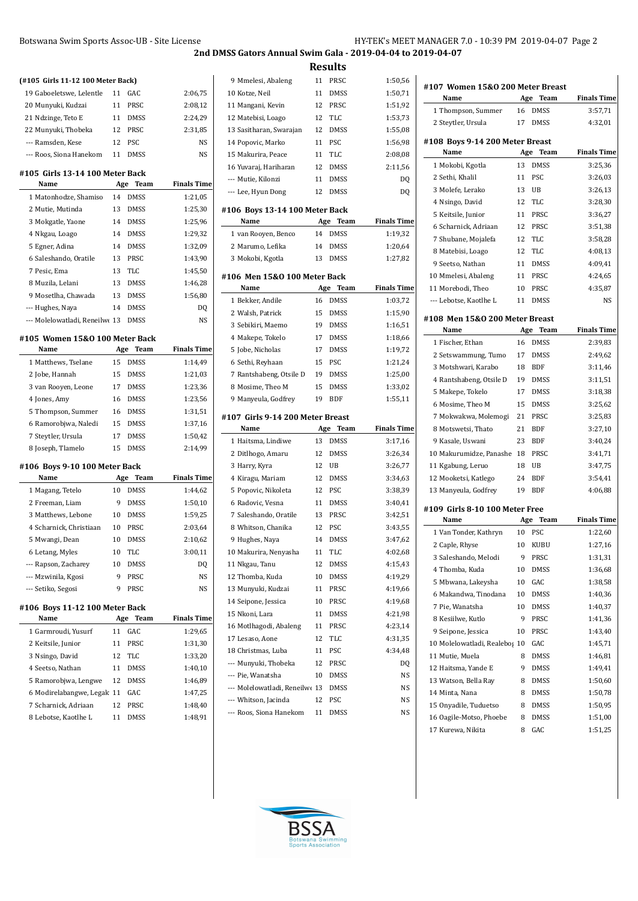## 2nd DMSS Gators Annual Swim Gala - 2019-04-04 to 2019-04-07

## Results

### (#105 Girls 11-12 100 Meter Back)

| Name | Age | Team | Finals Time |
|---|---|---|---|
| 19 Gaboeletswe, Lelentle | 11 | GAC | 2:06,75 |
| 20 Munyuki, Kudzai | 11 | PRSC | 2:08,12 |
| 21 Ndzinge, Teto E | 11 | DMSS | 2:24,29 |
| 22 Munyuki, Thobeka | 12 | PRSC | 2:31,85 |
| --- Ramsden, Kese | 12 | PSC | NS |
| --- Roos, Siona Hanekom | 11 | DMSS | NS |

### #105 Girls 13-14 100 Meter Back

| Name | Age | Team | Finals Time |
|---|---|---|---|
| 1 Matonhodze, Shamiso | 14 | DMSS | 1:21,05 |
| 2 Mutie, Mutinda | 13 | DMSS | 1:25,30 |
| 3 Mokgatle, Yaone | 14 | DMSS | 1:25,96 |
| 4 Nkgau, Loago | 14 | DMSS | 1:29,32 |
| 5 Egner, Adina | 14 | DMSS | 1:32,09 |
| 6 Saleshando, Oratile | 13 | PRSC | 1:43,90 |
| 7 Pesic, Ema | 13 | TLC | 1:45,50 |
| 8 Muzila, Lelani | 13 | DMSS | 1:46,28 |
| 9 Mosetlha, Chawada | 13 | DMSS | 1:56,80 |
| --- Hughes, Naya | 14 | DMSS | DQ |
| --- Molelowatladi, Reneilwe | 13 | DMSS | NS |

### #105 Women 15&O 100 Meter Back

| Name | Age | Team | Finals Time |
|---|---|---|---|
| 1 Matthews, Tselane | 15 | DMSS | 1:14,49 |
| 2 Jobe, Hannah | 15 | DMSS | 1:21,03 |
| 3 van Rooyen, Leone | 17 | DMSS | 1:23,36 |
| 4 Jones, Amy | 16 | DMSS | 1:23,56 |
| 5 Thompson, Summer | 16 | DMSS | 1:31,51 |
| 6 Ramorobjwa, Naledi | 15 | DMSS | 1:37,16 |
| 7 Steytler, Ursula | 17 | DMSS | 1:50,42 |
| 8 Joseph, Tlamelo | 15 | DMSS | 2:14,99 |

### #106 Boys 9-10 100 Meter Back

| Name | Age | Team | Finals Time |
|---|---|---|---|
| 1 Magang, Tetelo | 10 | DMSS | 1:44,62 |
| 2 Freeman, Liam | 9 | DMSS | 1:50,10 |
| 3 Matthews, Lebone | 10 | DMSS | 1:59,25 |
| 4 Scharnick, Christiaan | 10 | PRSC | 2:03,64 |
| 5 Mwangi, Dean | 10 | DMSS | 2:10,62 |
| 6 Letang, Myles | 10 | TLC | 3:00,11 |
| --- Rapson, Zacharey | 10 | DMSS | DQ |
| --- Mzwinila, Kgosi | 9 | PRSC | NS |
| --- Setiko, Segosi | 9 | PRSC | NS |

### #106 Boys 11-12 100 Meter Back

| Name | Age | Team | Finals Time |
|---|---|---|---|
| 1 Garmroudi, Yusurf | 11 | GAC | 1:29,65 |
| 2 Keitsile, Junior | 11 | PRSC | 1:31,30 |
| 3 Nsingo, David | 12 | TLC | 1:33,20 |
| 4 Seetso, Nathan | 11 | DMSS | 1:40,10 |
| 5 Ramorobjwa, Lengwe | 12 | DMSS | 1:46,89 |
| 6 Modirelabangwe, Legak | 11 | GAC | 1:47,25 |
| 7 Scharnick, Adriaan | 12 | PRSC | 1:48,40 |
| 8 Lebotse, Kaotlhe L | 11 | DMSS | 1:48,91 |
| 9 Mmelesi, Abaleng | 11 | PRSC | 1:50,56 |
| 10 Kotze, Neil | 11 | DMSS | 1:50,71 |
| 11 Mangani, Kevin | 12 | PRSC | 1:51,92 |
| 12 Matebisi, Loago | 12 | TLC | 1:53,73 |
| 13 Sasitharan, Swarajan | 12 | DMSS | 1:55,08 |
| 14 Popovic, Marko | 11 | PSC | 1:56,98 |
| 15 Makurira, Peace | 11 | TLC | 2:08,08 |
| 16 Yuvaraj, Hariharan | 12 | DMSS | 2:11,56 |
| --- Mutie, Kilonzi | 11 | DMSS | DQ |
| --- Lee, Hyun Dong | 12 | DMSS | DQ |

### #106 Boys 13-14 100 Meter Back

| Name | Age | Team | Finals Time |
|---|---|---|---|
| 1 van Rooyen, Benco | 14 | DMSS | 1:19,32 |
| 2 Marumo, Lefika | 14 | DMSS | 1:20,64 |
| 3 Mokobi, Kgotla | 13 | DMSS | 1:27,82 |

### #106 Men 15&O 100 Meter Back

| Name | Age | Team | Finals Time |
|---|---|---|---|
| 1 Bekker, Andile | 16 | DMSS | 1:03,72 |
| 2 Walsh, Patrick | 15 | DMSS | 1:15,90 |
| 3 Sebikiri, Maemo | 19 | DMSS | 1:16,51 |
| 4 Makepe, Tokelo | 17 | DMSS | 1:18,66 |
| 5 Jobe, Nicholas | 17 | DMSS | 1:19,72 |
| 6 Sethi, Reyhaan | 15 | PSC | 1:21,24 |
| 7 Rantshabeng, Otsile D | 19 | DMSS | 1:25,00 |
| 8 Mosime, Theo M | 15 | DMSS | 1:33,02 |
| 9 Manyeula, Godfrey | 19 | BDF | 1:55,11 |

### #107 Girls 9-14 200 Meter Breast

| Name | Age | Team | Finals Time |
|---|---|---|---|
| 1 Haitsma, Lindiwe | 13 | DMSS | 3:17,16 |
| 2 Ditlhogo, Amaru | 12 | DMSS | 3:26,34 |
| 3 Harry, Kyra | 12 | UB | 3:26,77 |
| 4 Kiragu, Mariam | 12 | DMSS | 3:34,63 |
| 5 Popovic, Nikoleta | 12 | PSC | 3:38,39 |
| 6 Radovic, Vesna | 11 | DMSS | 3:40,41 |
| 7 Saleshando, Oratile | 13 | PRSC | 3:42,51 |
| 8 Whitson, Chanika | 12 | PSC | 3:43,55 |
| 9 Hughes, Naya | 14 | DMSS | 3:47,62 |
| 10 Makurira, Nenyasha | 11 | TLC | 4:02,68 |
| 11 Nkgau, Tanu | 12 | DMSS | 4:15,43 |
| 12 Thomba, Kuda | 10 | DMSS | 4:19,29 |
| 13 Munyuki, Kudzai | 11 | PRSC | 4:19,66 |
| 14 Seipone, Jessica | 10 | PRSC | 4:19,68 |
| 15 Nkoni, Lara | 11 | DMSS | 4:21,98 |
| 16 Motlhagodi, Abaleng | 11 | PRSC | 4:23,14 |
| 17 Lesaso, Aone | 12 | TLC | 4:31,35 |
| 18 Christmas, Luba | 11 | PSC | 4:34,48 |
| --- Munyuki, Thobeka | 12 | PRSC | DQ |
| --- Pie, Wanatsha | 10 | DMSS | NS |
| --- Molelowatladi, Reneilwe | 13 | DMSS | NS |
| --- Whitson, Jacinda | 12 | PSC | NS |
| --- Roos, Siona Hanekom | 11 | DMSS | NS |

### #107 Women 15&O 200 Meter Breast

| Name | Age | Team | Finals Time |
|---|---|---|---|
| 1 Thompson, Summer | 16 | DMSS | 3:57,71 |
| 2 Steytler, Ursula | 17 | DMSS | 4:32,01 |

### #108 Boys 9-14 200 Meter Breast

| Name | Age | Team | Finals Time |
|---|---|---|---|
| 1 Mokobi, Kgotla | 13 | DMSS | 3:25,36 |
| 2 Sethi, Khalil | 11 | PSC | 3:26,03 |
| 3 Molefe, Lerako | 13 | UB | 3:26,13 |
| 4 Nsingo, David | 12 | TLC | 3:28,30 |
| 5 Keitsile, Junior | 11 | PRSC | 3:36,27 |
| 6 Scharnick, Adriaan | 12 | PRSC | 3:51,38 |
| 7 Shubane, Mojalefa | 12 | TLC | 3:58,28 |
| 8 Matebisi, Loago | 12 | TLC | 4:08,13 |
| 9 Seetso, Nathan | 11 | DMSS | 4:09,41 |
| 10 Mmelesi, Abaleng | 11 | PRSC | 4:24,65 |
| 11 Morebodi, Theo | 10 | PRSC | 4:35,87 |
| --- Lebotse, Kaotlhe L | 11 | DMSS | NS |

### #108 Men 15&O 200 Meter Breast

| Name | Age | Team | Finals Time |
|---|---|---|---|
| 1 Fischer, Ethan | 16 | DMSS | 2:39,83 |
| 2 Setswammung, Tumo | 17 | DMSS | 2:49,62 |
| 3 Motshwari, Karabo | 18 | BDF | 3:11,46 |
| 4 Rantshabeng, Otsile D | 19 | DMSS | 3:11,51 |
| 5 Makepe, Tokelo | 17 | DMSS | 3:18,38 |
| 6 Mosime, Theo M | 15 | DMSS | 3:25,62 |
| 7 Mokwakwa, Molemogi | 21 | PRSC | 3:25,83 |
| 8 Motswetsi, Thato | 21 | BDF | 3:27,10 |
| 9 Kasale, Uswani | 23 | BDF | 3:40,24 |
| 10 Makurumidze, Panashe | 18 | PRSC | 3:41,71 |
| 11 Kgabung, Leruo | 18 | UB | 3:47,75 |
| 12 Mooketsi, Katlego | 24 | BDF | 3:54,41 |
| 13 Manyeula, Godfrey | 19 | BDF | 4:06,88 |

### #109 Girls 8-10 100 Meter Free

| Name | Age | Team | Finals Time |
|---|---|---|---|
| 1 Van Tonder, Kathryn | 10 | PSC | 1:22,60 |
| 2 Caple, Rhyse | 10 | KUBU | 1:27,16 |
| 3 Saleshando, Melodi | 9 | PRSC | 1:31,31 |
| 4 Thomba, Kuda | 10 | DMSS | 1:36,68 |
| 5 Mbwana, Lakeysha | 10 | GAC | 1:38,58 |
| 6 Makandwa, Tinodana | 10 | DMSS | 1:40,36 |
| 7 Pie, Wanatsha | 10 | DMSS | 1:40,37 |
| 8 Kesiilwe, Kutlo | 9 | PRSC | 1:41,36 |
| 9 Seipone, Jessica | 10 | PRSC | 1:43,40 |
| 10 Molelowatladi, Realebog | 10 | GAC | 1:45,71 |
| 11 Mutie, Muela | 8 | DMSS | 1:46,81 |
| 12 Haitsma, Yande E | 9 | DMSS | 1:49,41 |
| 13 Watson, Bella Ray | 8 | DMSS | 1:50,60 |
| 14 Minta, Nana | 8 | DMSS | 1:50,78 |
| 15 Onyadile, Tuduetso | 8 | DMSS | 1:50,95 |
| 16 Oagile-Motso, Phoebe | 8 | DMSS | 1:51,00 |
| 17 Kurewa, Nikita | 8 | GAC | 1:51,25 |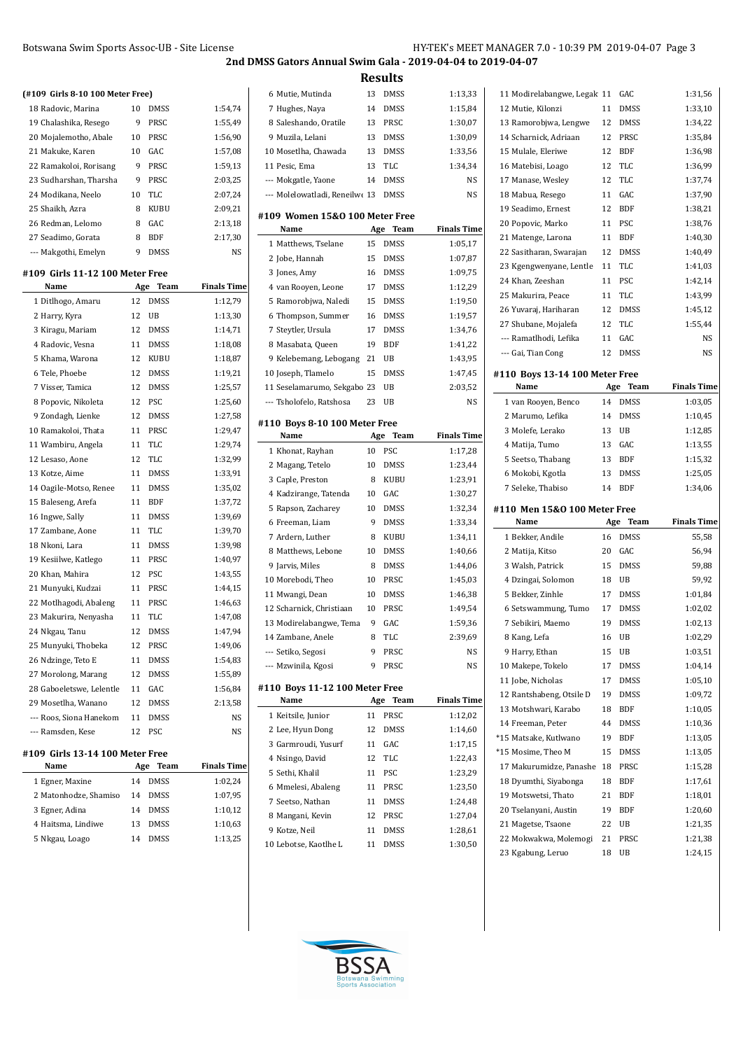## 2nd DMSS Gators Annual Swim Gala - 2019-04-04 to 2019-04-07

### Results

#### (#109 Girls 8-10 100 Meter Free)

| Name | Age | Team | Finals Time |
|---|---|---|---|
| 18 Radovic, Marina | 10 | DMSS | 1:54,74 |
| 19 Chalashika, Resego | 9 | PRSC | 1:55,49 |
| 20 Mojalemotho, Abale | 10 | PRSC | 1:56,90 |
| 21 Makuke, Karen | 10 | GAC | 1:57,08 |
| 22 Ramakoloi, Rorisang | 9 | PRSC | 1:59,13 |
| 23 Sudharshan, Tharsha | 9 | PRSC | 2:03,25 |
| 24 Modikana, Neelo | 10 | TLC | 2:07,24 |
| 25 Shaikh, Azra | 8 | KUBU | 2:09,21 |
| 26 Redman, Lelomo | 8 | GAC | 2:13,18 |
| 27 Seadimo, Gorata | 8 | BDF | 2:17,30 |
| --- Makgothi, Emelyn | 9 | DMSS | NS |

#### #109 Girls 11-12 100 Meter Free

| Name | Age | Team | Finals Time |
|---|---|---|---|
| 1 Ditlhogo, Amaru | 12 | DMSS | 1:12,79 |
| 2 Harry, Kyra | 12 | UB | 1:13,30 |
| 3 Kiragu, Mariam | 12 | DMSS | 1:14,71 |
| 4 Radovic, Vesna | 11 | DMSS | 1:18,08 |
| 5 Khama, Warona | 12 | KUBU | 1:18,87 |
| 6 Tele, Phoebe | 12 | DMSS | 1:19,21 |
| 7 Visser, Tamica | 12 | DMSS | 1:25,57 |
| 8 Popovic, Nikoleta | 12 | PSC | 1:25,60 |
| 9 Zondagh, Lienke | 12 | DMSS | 1:27,58 |
| 10 Ramakoloi, Thata | 11 | PRSC | 1:29,47 |
| 11 Wambiru, Angela | 11 | TLC | 1:29,74 |
| 12 Lesaso, Aone | 12 | TLC | 1:32,99 |
| 13 Kotze, Aime | 11 | DMSS | 1:33,91 |
| 14 Oagile-Motso, Renee | 11 | DMSS | 1:35,02 |
| 15 Baleseng, Arefa | 11 | BDF | 1:37,72 |
| 16 Ingwe, Sally | 11 | DMSS | 1:39,69 |
| 17 Zambane, Aone | 11 | TLC | 1:39,70 |
| 18 Nkoni, Lara | 11 | DMSS | 1:39,98 |
| 19 Kesiilwe, Katlego | 11 | PRSC | 1:40,97 |
| 20 Khan, Mahira | 12 | PSC | 1:43,55 |
| 21 Munyuki, Kudzai | 11 | PRSC | 1:44,15 |
| 22 Motlhagodi, Abaleng | 11 | PRSC | 1:46,63 |
| 23 Makurira, Nenyasha | 11 | TLC | 1:47,08 |
| 24 Nkgau, Tanu | 12 | DMSS | 1:47,94 |
| 25 Munyuki, Thobeka | 12 | PRSC | 1:49,06 |
| 26 Ndzinge, Teto E | 11 | DMSS | 1:54,83 |
| 27 Morolong, Marang | 12 | DMSS | 1:55,89 |
| 28 Gaboeletswe, Lelentle | 11 | GAC | 1:56,84 |
| 29 Mosetlha, Wanano | 12 | DMSS | 2:13,58 |
| --- Roos, Siona Hanekom | 11 | DMSS | NS |
| --- Ramsden, Kese | 12 | PSC | NS |

#### #109 Girls 13-14 100 Meter Free

| Name | Age | Team | Finals Time |
|---|---|---|---|
| 1 Egner, Maxine | 14 | DMSS | 1:02,24 |
| 2 Matonhodze, Shamiso | 14 | DMSS | 1:07,95 |
| 3 Egner, Adina | 14 | DMSS | 1:10,12 |
| 4 Haitsma, Lindiwe | 13 | DMSS | 1:10,63 |
| 5 Nkgau, Loago | 14 | DMSS | 1:13,25 |
| 6 Mutie, Mutinda | 13 | DMSS | 1:13,33 |
| 7 Hughes, Naya | 14 | DMSS | 1:15,84 |
| 8 Saleshando, Oratile | 13 | PRSC | 1:30,07 |
| 9 Muzila, Lelani | 13 | DMSS | 1:30,09 |
| 10 Mosetlha, Chawada | 13 | DMSS | 1:33,56 |
| 11 Pesic, Ema | 13 | TLC | 1:34,34 |
| --- Mokgatle, Yaone | 14 | DMSS | NS |
| --- Molelowatladi, Reneilwe | 13 | DMSS | NS |

#### #109 Women 15&O 100 Meter Free

| Name | Age | Team | Finals Time |
|---|---|---|---|
| 1 Matthews, Tselane | 15 | DMSS | 1:05,17 |
| 2 Jobe, Hannah | 15 | DMSS | 1:07,87 |
| 3 Jones, Amy | 16 | DMSS | 1:09,75 |
| 4 van Rooyen, Leone | 17 | DMSS | 1:12,29 |
| 5 Ramorobjwa, Naledi | 15 | DMSS | 1:19,50 |
| 6 Thompson, Summer | 16 | DMSS | 1:19,57 |
| 7 Steytler, Ursula | 17 | DMSS | 1:34,76 |
| 8 Masabata, Queen | 19 | BDF | 1:41,22 |
| 9 Kelebemang, Lebogang | 21 | UB | 1:43,95 |
| 10 Joseph, Tlamelo | 15 | DMSS | 1:47,45 |
| 11 Seselamarumo, Sekgabo | 23 | UB | 2:03,52 |
| --- Tsholofelo, Ratshosa | 23 | UB | NS |

#### #110 Boys 8-10 100 Meter Free

| Name | Age | Team | Finals Time |
|---|---|---|---|
| 1 Khonat, Rayhan | 10 | PSC | 1:17,28 |
| 2 Magang, Tetelo | 10 | DMSS | 1:23,44 |
| 3 Caple, Preston | 8 | KUBU | 1:23,91 |
| 4 Kadzirange, Tatenda | 10 | GAC | 1:30,27 |
| 5 Rapson, Zacharey | 10 | DMSS | 1:32,34 |
| 6 Freeman, Liam | 9 | DMSS | 1:33,34 |
| 7 Ardern, Luther | 8 | KUBU | 1:34,11 |
| 8 Matthews, Lebone | 10 | DMSS | 1:40,66 |
| 9 Jarvis, Miles | 8 | DMSS | 1:44,06 |
| 10 Morebodi, Theo | 10 | PRSC | 1:45,03 |
| 11 Mwangi, Dean | 10 | DMSS | 1:46,38 |
| 12 Scharnick, Christiaan | 10 | PRSC | 1:49,54 |
| 13 Modirelabangwe, Tema | 9 | GAC | 1:59,36 |
| 14 Zambane, Anele | 8 | TLC | 2:39,69 |
| --- Setiko, Segosi | 9 | PRSC | NS |
| --- Mzwinila, Kgosi | 9 | PRSC | NS |

#### #110 Boys 11-12 100 Meter Free

| Name | Age | Team | Finals Time |
|---|---|---|---|
| 1 Keitsile, Junior | 11 | PRSC | 1:12,02 |
| 2 Lee, Hyun Dong | 12 | DMSS | 1:14,60 |
| 3 Garmroudi, Yusurf | 11 | GAC | 1:17,15 |
| 4 Nsingo, David | 12 | TLC | 1:22,43 |
| 5 Sethi, Khalil | 11 | PSC | 1:23,29 |
| 6 Mmelesi, Abaleng | 11 | PRSC | 1:23,50 |
| 7 Seetso, Nathan | 11 | DMSS | 1:24,48 |
| 8 Mangani, Kevin | 12 | PRSC | 1:27,04 |
| 9 Kotze, Neil | 11 | DMSS | 1:28,61 |
| 10 Lebotse, Kaotlhe L | 11 | DMSS | 1:30,50 |
| 11 Modirelabangwe, Legak | 11 | GAC | 1:31,56 |
| 12 Mutie, Kilonzi | 11 | DMSS | 1:33,10 |
| 13 Ramorobjwa, Lengwe | 12 | DMSS | 1:34,22 |
| 14 Scharnick, Adriaan | 12 | PRSC | 1:35,84 |
| 15 Mulale, Eleriwe | 12 | BDF | 1:36,98 |
| 16 Matebisi, Loago | 12 | TLC | 1:36,99 |
| 17 Manase, Wesley | 12 | TLC | 1:37,74 |
| 18 Mabua, Resego | 11 | GAC | 1:37,90 |
| 19 Seadimo, Ernest | 12 | BDF | 1:38,21 |
| 20 Popovic, Marko | 11 | PSC | 1:38,76 |
| 21 Matenge, Larona | 11 | BDF | 1:40,30 |
| 22 Sasitharan, Swarajan | 12 | DMSS | 1:40,49 |
| 23 Kgengwenyane, Lentle | 11 | TLC | 1:41,03 |
| 24 Khan, Zeeshan | 11 | PSC | 1:42,14 |
| 25 Makurira, Peace | 11 | TLC | 1:43,99 |
| 26 Yuvaraj, Hariharan | 12 | DMSS | 1:45,12 |
| 27 Shubane, Mojalefa | 12 | TLC | 1:55,44 |
| --- Ramatlhodi, Lefika | 11 | GAC | NS |
| --- Gai, Tian Cong | 12 | DMSS | NS |

#### #110 Boys 13-14 100 Meter Free

| Name | Age | Team | Finals Time |
|---|---|---|---|
| 1 van Rooyen, Benco | 14 | DMSS | 1:03,05 |
| 2 Marumo, Lefika | 14 | DMSS | 1:10,45 |
| 3 Molefe, Lerako | 13 | UB | 1:12,85 |
| 4 Matija, Tumo | 13 | GAC | 1:13,55 |
| 5 Seetso, Thabang | 13 | BDF | 1:15,32 |
| 6 Mokobi, Kgotla | 13 | DMSS | 1:25,05 |
| 7 Seleke, Thabiso | 14 | BDF | 1:34,06 |

#### #110 Men 15&O 100 Meter Free

| Name | Age | Team | Finals Time |
|---|---|---|---|
| 1 Bekker, Andile | 16 | DMSS | 55,58 |
| 2 Matija, Kitso | 20 | GAC | 56,94 |
| 3 Walsh, Patrick | 15 | DMSS | 59,88 |
| 4 Dzingai, Solomon | 18 | UB | 59,92 |
| 5 Bekker, Zinhle | 17 | DMSS | 1:01,84 |
| 6 Setswammung, Tumo | 17 | DMSS | 1:02,02 |
| 7 Sebikiri, Maemo | 19 | DMSS | 1:02,13 |
| 8 Kang, Lefa | 16 | UB | 1:02,29 |
| 9 Harry, Ethan | 15 | UB | 1:03,51 |
| 10 Makepe, Tokelo | 17 | DMSS | 1:04,14 |
| 11 Jobe, Nicholas | 17 | DMSS | 1:05,10 |
| 12 Rantshabeng, Otsile D | 19 | DMSS | 1:09,72 |
| 13 Motshwari, Karabo | 18 | BDF | 1:10,05 |
| 14 Freeman, Peter | 44 | DMSS | 1:10,36 |
| *15 Matsake, Kutlwano | 19 | BDF | 1:13,05 |
| *15 Mosime, Theo M | 15 | DMSS | 1:13,05 |
| 17 Makurumidze, Panashe | 18 | PRSC | 1:15,28 |
| 18 Dyumthi, Siyabonga | 18 | BDF | 1:17,61 |
| 19 Motswetsi, Thato | 21 | BDF | 1:18,01 |
| 20 Tselanyani, Austin | 19 | BDF | 1:20,60 |
| 21 Magetse, Tsaone | 22 | UB | 1:21,35 |
| 22 Mokwakwa, Molemogi | 21 | PRSC | 1:21,38 |
| 23 Kgabung, Leruo | 18 | UB | 1:24,15 |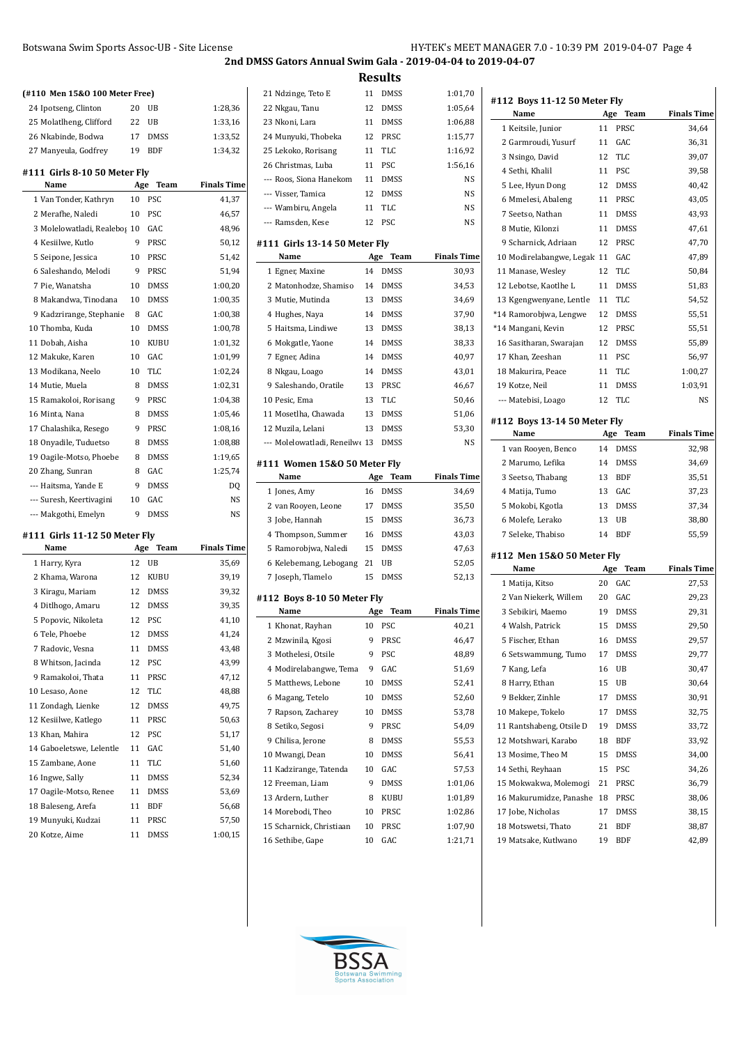## 2nd DMSS Gators Annual Swim Gala - 2019-04-04 to 2019-04-07

### Results

**(#110 Men 15&O 100 Meter Free)**

| Name | Age | Team | Finals Time |
|---|---|---|---|
| 24 Ipotseng, Clinton | 20 | UB | 1:28,36 |
| 25 Molatlheng, Clifford | 22 | UB | 1:33,16 |
| 26 Nkabinde, Bodwa | 17 | DMSS | 1:33,52 |
| 27 Manyeula, Godfrey | 19 | BDF | 1:34,32 |

### #111 Girls 8-10 50 Meter Fly

| Name | Age | Team | Finals Time |
|---|---|---|---|
| 1 Van Tonder, Kathryn | 10 | PSC | 41,37 |
| 2 Merafhe, Naledi | 10 | PSC | 46,57 |
| 3 Molelowatladi, Realebo; | 10 | GAC | 48,96 |
| 4 Kesiilwe, Kutlo | 9 | PRSC | 50,12 |
| 5 Seipone, Jessica | 10 | PRSC | 51,42 |
| 6 Saleshando, Melodi | 9 | PRSC | 51,94 |
| 7 Pie, Wanatsha | 10 | DMSS | 1:00,20 |
| 8 Makandwa, Tinodana | 10 | DMSS | 1:00,35 |
| 9 Kadzirange, Stephanie | 8 | GAC | 1:00,38 |
| 10 Thomba, Kuda | 10 | DMSS | 1:00,78 |
| 11 Dobah, Aisha | 10 | KUBU | 1:01,32 |
| 12 Makuke, Karen | 10 | GAC | 1:01,99 |
| 13 Modikana, Neelo | 10 | TLC | 1:02,24 |
| 14 Mutie, Muela | 8 | DMSS | 1:02,31 |
| 15 Ramakoloi, Rorisang | 9 | PRSC | 1:04,38 |
| 16 Minta, Nana | 8 | DMSS | 1:05,46 |
| 17 Chalashika, Resego | 9 | PRSC | 1:08,16 |
| 18 Onyadile, Tuduetso | 8 | DMSS | 1:08,88 |
| 19 Oagile-Motso, Phoebe | 8 | DMSS | 1:19,65 |
| 20 Zhang, Sunran | 8 | GAC | 1:25,74 |
| --- Haitsma, Yande E | 9 | DMSS | DQ |
| --- Suresh, Keertivagini | 10 | GAC | NS |
| --- Makgothi, Emelyn | 9 | DMSS | NS |

### #111 Girls 11-12 50 Meter Fly

| Name | Age | Team | Finals Time |
|---|---|---|---|
| 1 Harry, Kyra | 12 | UB | 35,69 |
| 2 Khama, Warona | 12 | KUBU | 39,19 |
| 3 Kiragu, Mariam | 12 | DMSS | 39,32 |
| 4 Ditlhogo, Amaru | 12 | DMSS | 39,35 |
| 5 Popovic, Nikoleta | 12 | PSC | 41,10 |
| 6 Tele, Phoebe | 12 | DMSS | 41,24 |
| 7 Radovic, Vesna | 11 | DMSS | 43,48 |
| 8 Whitson, Jacinda | 12 | PSC | 43,99 |
| 9 Ramakoloi, Thata | 11 | PRSC | 47,12 |
| 10 Lesaso, Aone | 12 | TLC | 48,88 |
| 11 Zondagh, Lienke | 12 | DMSS | 49,75 |
| 12 Kesiilwe, Katlego | 11 | PRSC | 50,63 |
| 13 Khan, Mahira | 12 | PSC | 51,17 |
| 14 Gaboeletswe, Lelentle | 11 | GAC | 51,40 |
| 15 Zambane, Aone | 11 | TLC | 51,60 |
| 16 Ingwe, Sally | 11 | DMSS | 52,34 |
| 17 Oagile-Motso, Renee | 11 | DMSS | 53,69 |
| 18 Baleseng, Arefa | 11 | BDF | 56,68 |
| 19 Munyuki, Kudzai | 11 | PRSC | 57,50 |
| 20 Kotze, Aime | 11 | DMSS | 1:00,15 |
| 21 Ndzinge, Teto E | 11 | DMSS | 1:01,70 |
| 22 Nkgau, Tanu | 12 | DMSS | 1:05,64 |
| 23 Nkoni, Lara | 11 | DMSS | 1:06,88 |
| 24 Munyuki, Thobeka | 12 | PRSC | 1:15,77 |
| 25 Lekoko, Rorisang | 11 | TLC | 1:16,92 |
| 26 Christmas, Luba | 11 | PSC | 1:56,16 |
| --- Roos, Siona Hanekom | 11 | DMSS | NS |
| --- Visser, Tamica | 12 | DMSS | NS |
| --- Wambiru, Angela | 11 | TLC | NS |
| --- Ramsden, Kese | 12 | PSC | NS |

### #111 Girls 13-14 50 Meter Fly

| Name | Age | Team | Finals Time |
|---|---|---|---|
| 1 Egner, Maxine | 14 | DMSS | 30,93 |
| 2 Matonhodze, Shamiso | 14 | DMSS | 34,53 |
| 3 Mutie, Mutinda | 13 | DMSS | 34,69 |
| 4 Hughes, Naya | 14 | DMSS | 37,90 |
| 5 Haitsma, Lindiwe | 13 | DMSS | 38,13 |
| 6 Mokgatle, Yaone | 14 | DMSS | 38,33 |
| 7 Egner, Adina | 14 | DMSS | 40,97 |
| 8 Nkgau, Loago | 14 | DMSS | 43,01 |
| 9 Saleshando, Oratile | 13 | PRSC | 46,67 |
| 10 Pesic, Ema | 13 | TLC | 50,46 |
| 11 Mosetlha, Chawada | 13 | DMSS | 51,06 |
| 12 Muzila, Lelani | 13 | DMSS | 53,30 |
| --- Molelowatladi, Reneilw | 13 | DMSS | NS |

### #111 Women 15&O 50 Meter Fly

| Name | Age | Team | Finals Time |
|---|---|---|---|
| 1 Jones, Amy | 16 | DMSS | 34,69 |
| 2 van Rooyen, Leone | 17 | DMSS | 35,50 |
| 3 Jobe, Hannah | 15 | DMSS | 36,73 |
| 4 Thompson, Summer | 16 | DMSS | 43,03 |
| 5 Ramorobjwa, Naledi | 15 | DMSS | 47,63 |
| 6 Kelebemang, Lebogang | 21 | UB | 52,05 |
| 7 Joseph, Tlamelo | 15 | DMSS | 52,13 |

### #112 Boys 8-10 50 Meter Fly

| Name | Age | Team | Finals Time |
|---|---|---|---|
| 1 Khonat, Rayhan | 10 | PSC | 40,21 |
| 2 Mzwinila, Kgosi | 9 | PRSC | 46,47 |
| 3 Mothelesi, Otsile | 9 | PSC | 48,89 |
| 4 Modirelabangwe, Tema | 9 | GAC | 51,69 |
| 5 Matthews, Lebone | 10 | DMSS | 52,41 |
| 6 Magang, Tetelo | 10 | DMSS | 52,60 |
| 7 Rapson, Zachary | 10 | DMSS | 53,78 |
| 8 Setiko, Segosi | 9 | PRSC | 54,09 |
| 9 Chilisa, Jerone | 8 | DMSS | 55,53 |
| 10 Mwangi, Dean | 10 | DMSS | 56,41 |
| 11 Kadzirange, Tatenda | 10 | GAC | 57,53 |
| 12 Freeman, Liam | 9 | DMSS | 1:01,06 |
| 13 Ardern, Luther | 8 | KUBU | 1:01,89 |
| 14 Morebodi, Theo | 10 | PRSC | 1:02,86 |
| 15 Scharnick, Christiaan | 10 | PRSC | 1:07,90 |
| 16 Sethibe, Gape | 10 | GAC | 1:21,71 |

### #112 Boys 11-12 50 Meter Fly

| Name | Age | Team | Finals Time |
|---|---|---|---|
| 1 Keitsile, Junior | 11 | PRSC | 34,64 |
| 2 Garmroudi, Yusurf | 11 | GAC | 36,31 |
| 3 Nsingo, David | 12 | TLC | 39,07 |
| 4 Sethi, Khalil | 11 | PSC | 39,58 |
| 5 Lee, Hyun Dong | 12 | DMSS | 40,42 |
| 6 Mmelesi, Abaleng | 11 | PRSC | 43,05 |
| 7 Seetso, Nathan | 11 | DMSS | 43,93 |
| 8 Mutie, Kilonzi | 11 | DMSS | 47,61 |
| 9 Scharnick, Adriaan | 12 | PRSC | 47,70 |
| 10 Modirelabangwe, Legak | 11 | GAC | 47,89 |
| 11 Manase, Wesley | 12 | TLC | 50,84 |
| 12 Lebotse, Kaotlhe L | 11 | DMSS | 51,83 |
| 13 Kgengwenyane, Lentle | 11 | TLC | 54,52 |
| *14 Ramorobjwa, Lengwe | 12 | DMSS | 55,51 |
| *14 Mangani, Kevin | 12 | PRSC | 55,51 |
| 16 Sasitharan, Swarajan | 12 | DMSS | 55,89 |
| 17 Khan, Zeeshan | 11 | PSC | 56,97 |
| 18 Makurira, Peace | 11 | TLC | 1:00,27 |
| 19 Kotze, Neil | 11 | DMSS | 1:03,91 |
| --- Matebisi, Loago | 12 | TLC | NS |

### #112 Boys 13-14 50 Meter Fly

| Name | Age | Team | Finals Time |
|---|---|---|---|
| 1 van Rooyen, Benco | 14 | DMSS | 32,98 |
| 2 Marumo, Lefika | 14 | DMSS | 34,69 |
| 3 Seetso, Thabang | 13 | BDF | 35,51 |
| 4 Matija, Tumo | 13 | GAC | 37,23 |
| 5 Mokobi, Kgotla | 13 | DMSS | 37,34 |
| 6 Molefe, Lerako | 13 | UB | 38,80 |
| 7 Seleke, Thabiso | 14 | BDF | 55,59 |

### #112 Men 15&O 50 Meter Fly

| Name | Age | Team | Finals Time |
|---|---|---|---|
| 1 Matija, Kitso | 20 | GAC | 27,53 |
| 2 Van Niekerk, Willem | 20 | GAC | 29,23 |
| 3 Sebikiri, Maemo | 19 | DMSS | 29,31 |
| 4 Walsh, Patrick | 15 | DMSS | 29,50 |
| 5 Fischer, Ethan | 16 | DMSS | 29,57 |
| 6 Setswammung, Tumo | 17 | DMSS | 29,77 |
| 7 Kang, Lefa | 16 | UB | 30,47 |
| 8 Harry, Ethan | 15 | UB | 30,64 |
| 9 Bekker, Zinhle | 17 | DMSS | 30,91 |
| 10 Makepe, Tokelo | 17 | DMSS | 32,75 |
| 11 Rantshabeng, Otsile D | 19 | DMSS | 33,72 |
| 12 Motshwari, Karabo | 18 | BDF | 33,92 |
| 13 Mosime, Theo M | 15 | DMSS | 34,00 |
| 14 Sethi, Reyhaan | 15 | PSC | 34,26 |
| 15 Mokwakwa, Molemogi | 21 | PRSC | 36,79 |
| 16 Makurumidze, Panashe | 18 | PRSC | 38,06 |
| 17 Jobe, Nicholas | 17 | DMSS | 38,15 |
| 18 Motswetsi, Thato | 21 | BDF | 38,87 |
| 19 Matsake, Kutlwano | 19 | BDF | 42,89 |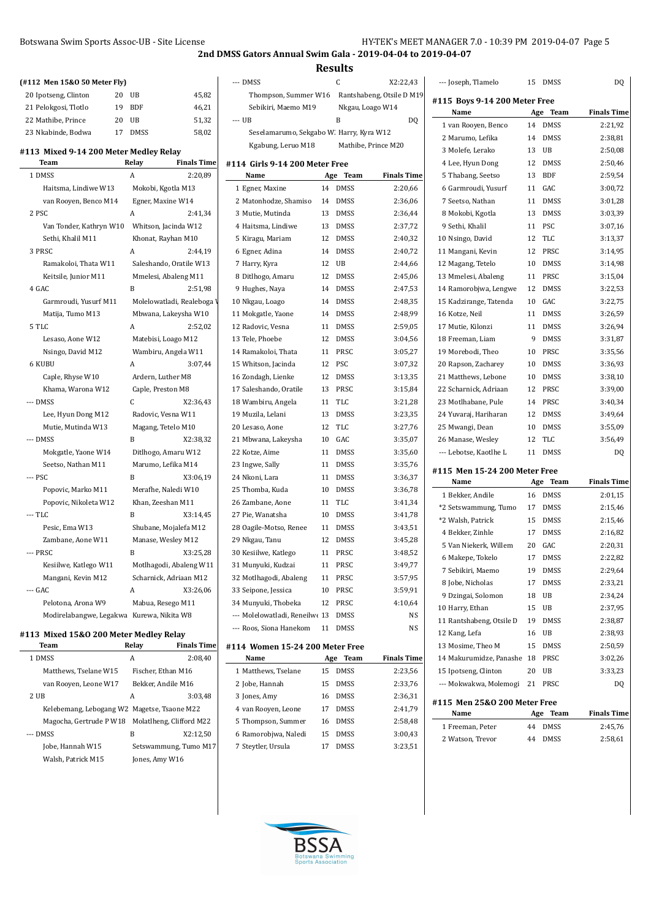## 2nd DMSS Gators Annual Swim Gala - 2019-04-04 to 2019-04-07

## Results

**(#112 Men 15&O 50 Meter Fly)**

| | | | |
|---|---|---|---|
| 20 Ipotseng, Clinton | 20 | UB | 45,82 |
| 21 Pelokgosi, Tlotlo | 19 | BDF | 46,21 |
| 22 Mathibe, Prince | 20 | UB | 51,32 |
| 23 Nkabinde, Bodwa | 17 | DMSS | 58,02 |

### #113 Mixed 9-14 200 Meter Medley Relay

| Team | Relay | Finals Time |
|---|---|---|
| 1 DMSS | A | 2:20,89 |
| Haitsma, Lindiwe W13 | Mokobi, Kgotla M13 | |
| van Rooyen, Benco M14 | Egner, Maxine W14 | |
| 2 PSC | A | 2:41,34 |
| Van Tonder, Kathryn W10 | Whitson, Jacinda W12 | |
| Sethi, Khalil M11 | Khonat, Rayhan M10 | |
| 3 PRSC | A | 2:44,19 |
| Ramakoloi, Thata W11 | Saleshando, Oratile W13 | |
| Keitsile, Junior M11 | Mmelesi, Abaleng M11 | |
| 4 GAC | B | 2:51,98 |
| Garmroudi, Yusurf M11 | Molelowatladi, Realeboga W | |
| Matija, Tumo M13 | Mbwana, Lakeysha W10 | |
| 5 TLC | A | 2:52,02 |
| Lesaso, Aone W12 | Matebisi, Loago M12 | |
| Nsingo, David M12 | Wambiru, Angela W11 | |
| 6 KUBU | A | 3:07,44 |
| Caple, Rhyse W10 | Ardern, Luther M8 | |
| Khama, Warona W12 | Caple, Preston M8 | |
| --- DMSS | C | X2:36,43 |
| Lee, Hyun Dong M12 | Radovic, Vesna W11 | |
| Mutie, Mutinda W13 | Magang, Tetelo M10 | |
| --- DMSS | B | X2:38,32 |
| Mokgatle, Yaone W14 | Ditlhogo, Amaru W12 | |
| Seetso, Nathan M11 | Marumo, Lefika M14 | |
| --- PSC | B | X3:06,19 |
| Popovic, Marko M11 | Merafhe, Naledi W10 | |
| Popovic, Nikoleta W12 | Khan, Zeeshan M11 | |
| --- TLC | B | X3:14,45 |
| Pesic, Ema W13 | Shubane, Mojalefa M12 | |
| Zambane, Aone W11 | Manase, Wesley M12 | |
| --- PRSC | B | X3:25,28 |
| Kesiilwe, Katlego W11 | Motlhagodi, Abaleng W11 | |
| Mangani, Kevin M12 | Scharnick, Adriaan M12 | |
| --- GAC | A | X3:26,06 |
| Pelotona, Arona W9 | Mabua, Resego M11 | |
| Modirelabangwe, Legakwa | Kurewa, Nikita W8 | |

### #113 Mixed 15&O 200 Meter Medley Relay

| Team | Relay | Finals Time |
|---|---|---|
| 1 DMSS | A | 2:08,40 |
| Matthews, Tselane W15 | Fischer, Ethan M16 | |
| van Rooyen, Leone W17 | Bekker, Andile M16 | |
| 2 UB | A | 3:03,48 |
| Kelebemang, Lebogang W2 | Magetse, Tsaone M22 | |
| Magocha, Gertrude P W18 | Molatlheng, Clifford M22 | |
| --- DMSS | B | X2:12,50 |
| Jobe, Hannah W15 | Setswammung, Tumo M17 | |
| Walsh, Patrick M15 | Jones, Amy W16 | |
| --- DMSS | C | X2:22,43 |
| Thompson, Summer W16 | Rantshabeng, Otsile D M19 | |
| Sebikiri, Maemo M19 | Nkgau, Loago W14 | |
| --- UB | B | DQ |
| Seselamarumo, Sekgabo W | Harry, Kyra W12 | |
| Kgabung, Leruo M18 | Mathibe, Prince M20 | |

### #114 Girls 9-14 200 Meter Free

| Name | Age | Team | Finals Time |
|---|---|---|---|
| 1 Egner, Maxine | 14 | DMSS | 2:20,66 |
| 2 Matonhodze, Shamiso | 14 | DMSS | 2:36,06 |
| 3 Mutie, Mutinda | 13 | DMSS | 2:36,44 |
| 4 Haitsma, Lindiwe | 13 | DMSS | 2:37,72 |
| 5 Kiragu, Mariam | 12 | DMSS | 2:40,32 |
| 6 Egner, Adina | 14 | DMSS | 2:40,72 |
| 7 Harry, Kyra | 12 | UB | 2:44,66 |
| 8 Ditlhogo, Amaru | 12 | DMSS | 2:45,06 |
| 9 Hughes, Naya | 14 | DMSS | 2:47,53 |
| 10 Nkgau, Loago | 14 | DMSS | 2:48,35 |
| 11 Mokgatle, Yaone | 14 | DMSS | 2:48,99 |
| 12 Radovic, Vesna | 11 | DMSS | 2:59,05 |
| 13 Tele, Phoebe | 12 | DMSS | 3:04,56 |
| 14 Ramakoloi, Thata | 11 | PRSC | 3:05,27 |
| 15 Whitson, Jacinda | 12 | PSC | 3:07,32 |
| 16 Zondagh, Lienke | 12 | DMSS | 3:13,35 |
| 17 Saleshando, Oratile | 13 | PRSC | 3:15,84 |
| 18 Wambiru, Angela | 11 | TLC | 3:21,28 |
| 19 Muzila, Lelani | 13 | DMSS | 3:23,35 |
| 20 Lesaso, Aone | 12 | TLC | 3:27,76 |
| 21 Mbwana, Lakeysha | 10 | GAC | 3:35,07 |
| 22 Kotze, Aime | 11 | DMSS | 3:35,60 |
| 23 Ingwe, Sally | 11 | DMSS | 3:35,76 |
| 24 Nkoni, Lara | 11 | DMSS | 3:36,37 |
| 25 Thomba, Kuda | 10 | DMSS | 3:36,78 |
| 26 Zambane, Aone | 11 | TLC | 3:41,34 |
| 27 Pie, Wanatsha | 10 | DMSS | 3:41,78 |
| 28 Oagile-Motso, Renee | 11 | DMSS | 3:43,51 |
| 29 Nkgau, Tanu | 12 | DMSS | 3:45,28 |
| 30 Kesiilwe, Katlego | 11 | PRSC | 3:48,52 |
| 31 Munyuki, Kudzai | 11 | PRSC | 3:49,77 |
| 32 Motlhagodi, Abaleng | 11 | PRSC | 3:57,95 |
| 33 Seipone, Jessica | 10 | PRSC | 3:59,91 |
| 34 Munyuki, Thobeka | 12 | PRSC | 4:10,64 |
| --- Molelowatladi, Reneilwe | 13 | DMSS | NS |
| --- Roos, Siona Hanekom | 11 | DMSS | NS |

### #114 Women 15-24 200 Meter Free

| Name | Age | Team | Finals Time |
|---|---|---|---|
| 1 Matthews, Tselane | 15 | DMSS | 2:23,56 |
| 2 Jobe, Hannah | 15 | DMSS | 2:33,76 |
| 3 Jones, Amy | 16 | DMSS | 2:36,31 |
| 4 van Rooyen, Leone | 17 | DMSS | 2:41,79 |
| 5 Thompson, Summer | 16 | DMSS | 2:58,48 |
| 6 Ramorobjwa, Naledi | 15 | DMSS | 3:00,43 |
| 7 Steytler, Ursula | 17 | DMSS | 3:23,51 |
| --- Joseph, Tlamelo | 15 | DMSS | DQ |

### #115 Boys 9-14 200 Meter Free

| Name | Age | Team | Finals Time |
|---|---|---|---|
| 1 van Rooyen, Benco | 14 | DMSS | 2:21,92 |
| 2 Marumo, Lefika | 14 | DMSS | 2:38,81 |
| 3 Molefe, Lerako | 13 | UB | 2:50,08 |
| 4 Lee, Hyun Dong | 12 | DMSS | 2:50,46 |
| 5 Thabang, Seetso | 13 | BDF | 2:59,54 |
| 6 Garmroudi, Yusurf | 11 | GAC | 3:00,72 |
| 7 Seetso, Nathan | 11 | DMSS | 3:01,28 |
| 8 Mokobi, Kgotla | 13 | DMSS | 3:03,39 |
| 9 Sethi, Khalil | 11 | PSC | 3:07,16 |
| 10 Nsingo, David | 12 | TLC | 3:13,37 |
| 11 Mangani, Kevin | 12 | PRSC | 3:14,95 |
| 12 Magang, Tetelo | 10 | DMSS | 3:14,98 |
| 13 Mmelesi, Abaleng | 11 | PRSC | 3:15,04 |
| 14 Ramorobjwa, Lengwe | 12 | DMSS | 3:22,53 |
| 15 Kadzirange, Tatenda | 10 | GAC | 3:22,75 |
| 16 Kotze, Neil | 11 | DMSS | 3:26,59 |
| 17 Mutie, Kilonzi | 11 | DMSS | 3:26,94 |
| 18 Freeman, Liam | 9 | DMSS | 3:31,87 |
| 19 Morebodi, Theo | 10 | PRSC | 3:35,56 |
| 20 Rapson, Zacharey | 10 | DMSS | 3:36,93 |
| 21 Matthews, Lebone | 10 | DMSS | 3:38,10 |
| 22 Scharnick, Adriaan | 12 | PRSC | 3:39,00 |
| 23 Motlhabane, Pule | 14 | PRSC | 3:40,34 |
| 24 Yuvaraj, Hariharan | 12 | DMSS | 3:49,64 |
| 25 Mwangi, Dean | 10 | DMSS | 3:55,09 |
| 26 Manase, Wesley | 12 | TLC | 3:56,49 |
| --- Lebotse, Kaotlhe L | 11 | DMSS | DQ |

### #115 Men 15-24 200 Meter Free

| Name | Age | Team | Finals Time |
|---|---|---|---|
| 1 Bekker, Andile | 16 | DMSS | 2:01,15 |
| *2 Setswammung, Tumo | 17 | DMSS | 2:15,46 |
| *2 Walsh, Patrick | 15 | DMSS | 2:15,46 |
| 4 Bekker, Zinhle | 17 | DMSS | 2:16,82 |
| 5 Van Niekerk, Willem | 20 | GAC | 2:20,31 |
| 6 Makepe, Tokelo | 17 | DMSS | 2:22,82 |
| 7 Sebikiri, Maemo | 19 | DMSS | 2:29,64 |
| 8 Jobe, Nicholas | 17 | DMSS | 2:33,21 |
| 9 Dzingai, Solomon | 18 | UB | 2:34,24 |
| 10 Harry, Ethan | 15 | UB | 2:37,95 |
| 11 Rantshabeng, Otsile D | 19 | DMSS | 2:38,87 |
| 12 Kang, Lefa | 16 | UB | 2:38,93 |
| 13 Mosime, Theo M | 15 | DMSS | 2:50,59 |
| 14 Makurumidze, Panashe | 18 | PRSC | 3:02,26 |
| 15 Ipotseng, Clinton | 20 | UB | 3:33,23 |
| --- Mokwakwa, Molemogi | 21 | PRSC | DQ |

### #115 Men 25&O 200 Meter Free

| Name | Age | Team | Finals Time |
|---|---|---|---|
| 1 Freeman, Peter | 44 | DMSS | 2:45,76 |
| 2 Watson, Trevor | 44 | DMSS | 2:58,61 |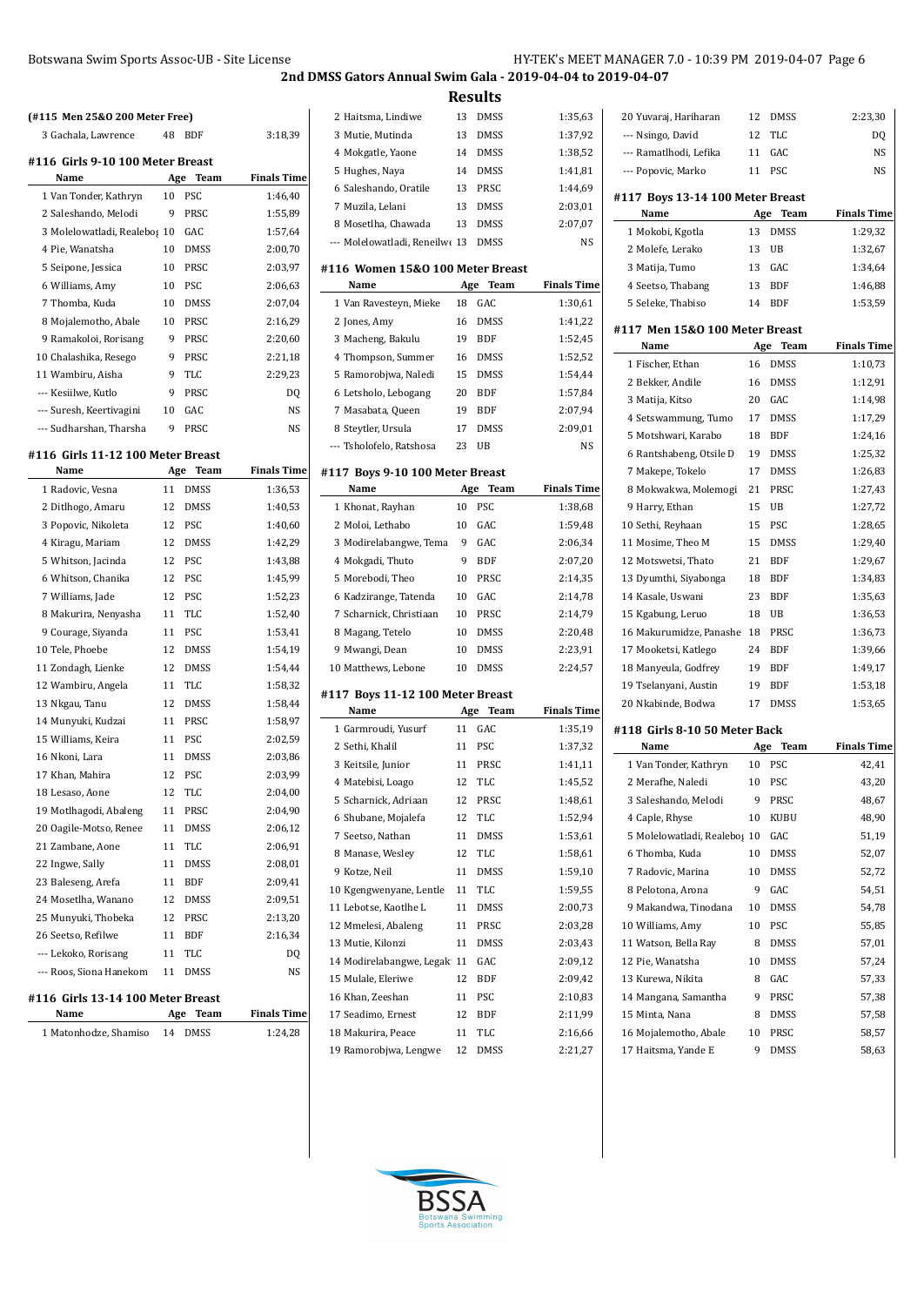## 2nd DMSS Gators Annual Swim Gala - 2019-04-04 to 2019-04-07

### Results

**(#115 Men 25&O 200 Meter Free)**

| | Name | Age | Team | Finals Time |
|---|---|---|---|---|
| 3 | Gachala, Lawrence | 48 | BDF | 3:18,39 |

**#116 Girls 9-10 100 Meter Breast**

| | Name | Age | Team | Finals Time |
|---|---|---|---|---|
| 1 | Van Tonder, Kathryn | 10 | PSC | 1:46,40 |
| 2 | Saleshando, Melodi | 9 | PRSC | 1:55,89 |
| 3 | Molelowatladi, Realebo| | 10 | GAC | 1:57,64 |
| 4 | Pie, Wanatsha | 10 | DMSS | 2:00,70 |
| 5 | Seipone, Jessica | 10 | PRSC | 2:03,97 |
| 6 | Williams, Amy | 10 | PSC | 2:06,63 |
| 7 | Thomba, Kuda | 10 | DMSS | 2:07,04 |
| 8 | Mojalemotho, Abale | 10 | PRSC | 2:16,29 |
| 9 | Ramakoloi, Rorisang | 9 | PRSC | 2:20,60 |
| 10 | Chalashika, Resego | 9 | PRSC | 2:21,18 |
| 11 | Wambiru, Aisha | 9 | TLC | 2:29,23 |
| --- | Kesiilwe, Kutlo | 9 | PRSC | DQ |
| --- | Suresh, Keertivagini | 10 | GAC | NS |
| --- | Sudharshan, Tharsha | 9 | PRSC | NS |

**#116 Girls 11-12 100 Meter Breast**

| | Name | Age | Team | Finals Time |
|---|---|---|---|---|
| 1 | Radovic, Vesna | 11 | DMSS | 1:36,53 |
| 2 | Ditlhogo, Amaru | 12 | DMSS | 1:40,53 |
| 3 | Popovic, Nikoleta | 12 | PSC | 1:40,60 |
| 4 | Kiragu, Mariam | 12 | DMSS | 1:42,29 |
| 5 | Whitson, Jacinda | 12 | PSC | 1:43,88 |
| 6 | Whitson, Chanika | 12 | PSC | 1:45,99 |
| 7 | Williams, Jade | 12 | PSC | 1:52,23 |
| 8 | Makurira, Nenyasha | 11 | TLC | 1:52,40 |
| 9 | Courage, Siyanda | 11 | PSC | 1:53,41 |
| 10 | Tele, Phoebe | 12 | DMSS | 1:54,19 |
| 11 | Zondagh, Lienke | 12 | DMSS | 1:54,44 |
| 12 | Wambiru, Angela | 11 | TLC | 1:58,32 |
| 13 | Nkgau, Tanu | 12 | DMSS | 1:58,44 |
| 14 | Munyuki, Kudzai | 11 | PRSC | 1:58,97 |
| 15 | Williams, Keira | 11 | PSC | 2:02,59 |
| 16 | Nkoni, Lara | 11 | DMSS | 2:03,86 |
| 17 | Khan, Mahira | 12 | PSC | 2:03,99 |
| 18 | Lesaso, Aone | 12 | TLC | 2:04,00 |
| 19 | Motlhagodi, Abaleng | 11 | PRSC | 2:04,90 |
| 20 | Oagile-Motso, Renee | 11 | DMSS | 2:06,12 |
| 21 | Zambane, Aone | 11 | TLC | 2:06,91 |
| 22 | Ingwe, Sally | 11 | DMSS | 2:08,01 |
| 23 | Baleseng, Arefa | 11 | BDF | 2:09,41 |
| 24 | Mosetlha, Wanano | 12 | DMSS | 2:09,51 |
| 25 | Munyuki, Thobeka | 12 | PRSC | 2:13,20 |
| 26 | Seetso, Refilwe | 11 | BDF | 2:16,34 |
| --- | Lekoko, Rorisang | 11 | TLC | DQ |
| --- | Roos, Siona Hanekom | 11 | DMSS | NS |

**#116 Girls 13-14 100 Meter Breast**

| | Name | Age | Team | Finals Time |
|---|---|---|---|---|
| 1 | Matonhodze, Shamiso | 14 | DMSS | 1:24,28 |
| 2 | Haitsma, Lindiwe | 13 | DMSS | 1:35,63 |
| 3 | Mutie, Mutinda | 13 | DMSS | 1:37,92 |
| 4 | Mokgatle, Yaone | 14 | DMSS | 1:38,52 |
| 5 | Hughes, Naya | 14 | DMSS | 1:41,81 |
| 6 | Saleshando, Oratile | 13 | PRSC | 1:44,69 |
| 7 | Muzila, Lelani | 13 | DMSS | 2:03,01 |
| 8 | Mosetlha, Chawada | 13 | DMSS | 2:07,07 |
| --- | Molelowatladi, Reneilw | 13 | DMSS | NS |

**#116 Women 15&O 100 Meter Breast**

| | Name | Age | Team | Finals Time |
|---|---|---|---|---|
| 1 | Van Ravesteyn, Mieke | 18 | GAC | 1:30,61 |
| 2 | Jones, Amy | 16 | DMSS | 1:41,22 |
| 3 | Macheng, Bakulu | 19 | BDF | 1:52,45 |
| 4 | Thompson, Summer | 16 | DMSS | 1:52,52 |
| 5 | Ramorobjwa, Naledi | 15 | DMSS | 1:54,44 |
| 6 | Letsholo, Lebogang | 20 | BDF | 1:57,84 |
| 7 | Masabata, Queen | 19 | BDF | 2:07,94 |
| 8 | Steytler, Ursula | 17 | DMSS | 2:09,01 |
| --- | Tsholofelo, Ratshosa | 23 | UB | NS |

**#117 Boys 9-10 100 Meter Breast**

| | Name | Age | Team | Finals Time |
|---|---|---|---|---|
| 1 | Khonat, Rayhan | 10 | PSC | 1:38,68 |
| 2 | Moloi, Lethabo | 10 | GAC | 1:59,48 |
| 3 | Modirelabangwe, Tema | 9 | GAC | 2:06,34 |
| 4 | Mokgadi, Thuto | 9 | BDF | 2:07,20 |
| 5 | Morebodi, Theo | 10 | PRSC | 2:14,35 |
| 6 | Kadzirange, Tatenda | 10 | GAC | 2:14,78 |
| 7 | Scharnick, Christiaan | 10 | PRSC | 2:14,79 |
| 8 | Magang, Tetelo | 10 | DMSS | 2:20,48 |
| 9 | Mwangi, Dean | 10 | DMSS | 2:23,91 |
| 10 | Matthews, Lebone | 10 | DMSS | 2:24,57 |

**#117 Boys 11-12 100 Meter Breast**

| | Name | Age | Team | Finals Time |
|---|---|---|---|---|
| 1 | Garmroudi, Yusurf | 11 | GAC | 1:35,19 |
| 2 | Sethi, Khalil | 11 | PSC | 1:37,32 |
| 3 | Keitsile, Junior | 11 | PRSC | 1:41,11 |
| 4 | Matebisi, Loago | 12 | TLC | 1:45,52 |
| 5 | Scharnick, Adriaan | 12 | PRSC | 1:48,61 |
| 6 | Shubane, Mojalefa | 12 | TLC | 1:52,94 |
| 7 | Seetso, Nathan | 11 | DMSS | 1:53,61 |
| 8 | Manase, Wesley | 12 | TLC | 1:58,61 |
| 9 | Kotze, Neil | 11 | DMSS | 1:59,10 |
| 10 | Kgengwenyane, Lentle | 11 | TLC | 1:59,55 |
| 11 | Lebotse, Kaotlhe L | 11 | DMSS | 2:00,73 |
| 12 | Mmelesi, Abaleng | 11 | PRSC | 2:03,28 |
| 13 | Mutie, Kilonzi | 11 | DMSS | 2:03,43 |
| 14 | Modirelabangwe, Legak | 11 | GAC | 2:09,12 |
| 15 | Mulale, Eleriwe | 12 | BDF | 2:09,42 |
| 16 | Khan, Zeeshan | 11 | PSC | 2:10,83 |
| 17 | Seadimo, Ernest | 12 | BDF | 2:11,99 |
| 18 | Makurira, Peace | 11 | TLC | 2:16,66 |
| 19 | Ramorobjwa, Lengwe | 12 | DMSS | 2:21,27 |
| 20 | Yuvaraj, Hariharan | 12 | DMSS | 2:23,30 |
| --- | Nsingo, David | 12 | TLC | DQ |
| --- | Ramatlhodi, Lefika | 11 | GAC | NS |
| --- | Popovic, Marko | 11 | PSC | NS |

**#117 Boys 13-14 100 Meter Breast**

| | Name | Age | Team | Finals Time |
|---|---|---|---|---|
| 1 | Mokobi, Kgotla | 13 | DMSS | 1:29,32 |
| 2 | Molefe, Lerako | 13 | UB | 1:32,67 |
| 3 | Matija, Tumo | 13 | GAC | 1:34,64 |
| 4 | Seetso, Thabang | 13 | BDF | 1:46,88 |
| 5 | Seleke, Thabiso | 14 | BDF | 1:53,59 |

**#117 Men 15&O 100 Meter Breast**

| | Name | Age | Team | Finals Time |
|---|---|---|---|---|
| 1 | Fischer, Ethan | 16 | DMSS | 1:10,73 |
| 2 | Bekker, Andile | 16 | DMSS | 1:12,91 |
| 3 | Matija, Kitso | 20 | GAC | 1:14,98 |
| 4 | Setswammung, Tumo | 17 | DMSS | 1:17,29 |
| 5 | Motshwari, Karabo | 18 | BDF | 1:24,16 |
| 6 | Rantshabeng, Otsile D | 19 | DMSS | 1:25,32 |
| 7 | Makepe, Tokelo | 17 | DMSS | 1:26,83 |
| 8 | Mokwakwa, Molemogi | 21 | PRSC | 1:27,43 |
| 9 | Harry, Ethan | 15 | UB | 1:27,72 |
| 10 | Sethi, Reyhaan | 15 | PSC | 1:28,65 |
| 11 | Mosime, Theo M | 15 | DMSS | 1:29,40 |
| 12 | Motswetsi, Thato | 21 | BDF | 1:29,67 |
| 13 | Dyumthi, Siyabonga | 18 | BDF | 1:34,83 |
| 14 | Kasale, Uswani | 23 | BDF | 1:35,63 |
| 15 | Kgabung, Leruo | 18 | UB | 1:36,53 |
| 16 | Makurumidze, Panashe | 18 | PRSC | 1:36,73 |
| 17 | Mooketsi, Katlego | 24 | BDF | 1:39,66 |
| 18 | Manyeula, Godfrey | 19 | BDF | 1:49,17 |
| 19 | Tselanyani, Austin | 19 | BDF | 1:53,18 |
| 20 | Nkabinde, Bodwa | 17 | DMSS | 1:53,65 |

**#118 Girls 8-10 50 Meter Back**

| | Name | Age | Team | Finals Time |
|---|---|---|---|---|
| 1 | Van Tonder, Kathryn | 10 | PSC | 42,41 |
| 2 | Merafhe, Naledi | 10 | PSC | 43,20 |
| 3 | Saleshando, Melodi | 9 | PRSC | 48,67 |
| 4 | Caple, Rhyse | 10 | KUBU | 48,90 |
| 5 | Molelowatladi, Realebo| | 10 | GAC | 51,19 |
| 6 | Thomba, Kuda | 10 | DMSS | 52,07 |
| 7 | Radovic, Marina | 10 | DMSS | 52,72 |
| 8 | Pelotona, Arona | 9 | GAC | 54,51 |
| 9 | Makandwa, Tinodana | 10 | DMSS | 54,78 |
| 10 | Williams, Amy | 10 | PSC | 55,85 |
| 11 | Watson, Bella Ray | 8 | DMSS | 57,01 |
| 12 | Pie, Wanatsha | 10 | DMSS | 57,24 |
| 13 | Kurewa, Nikita | 8 | GAC | 57,33 |
| 14 | Mangana, Samantha | 9 | PRSC | 57,38 |
| 15 | Minta, Nana | 8 | DMSS | 57,58 |
| 16 | Mojalemotho, Abale | 10 | PRSC | 58,57 |
| 17 | Haitsma, Yande E | 9 | DMSS | 58,63 |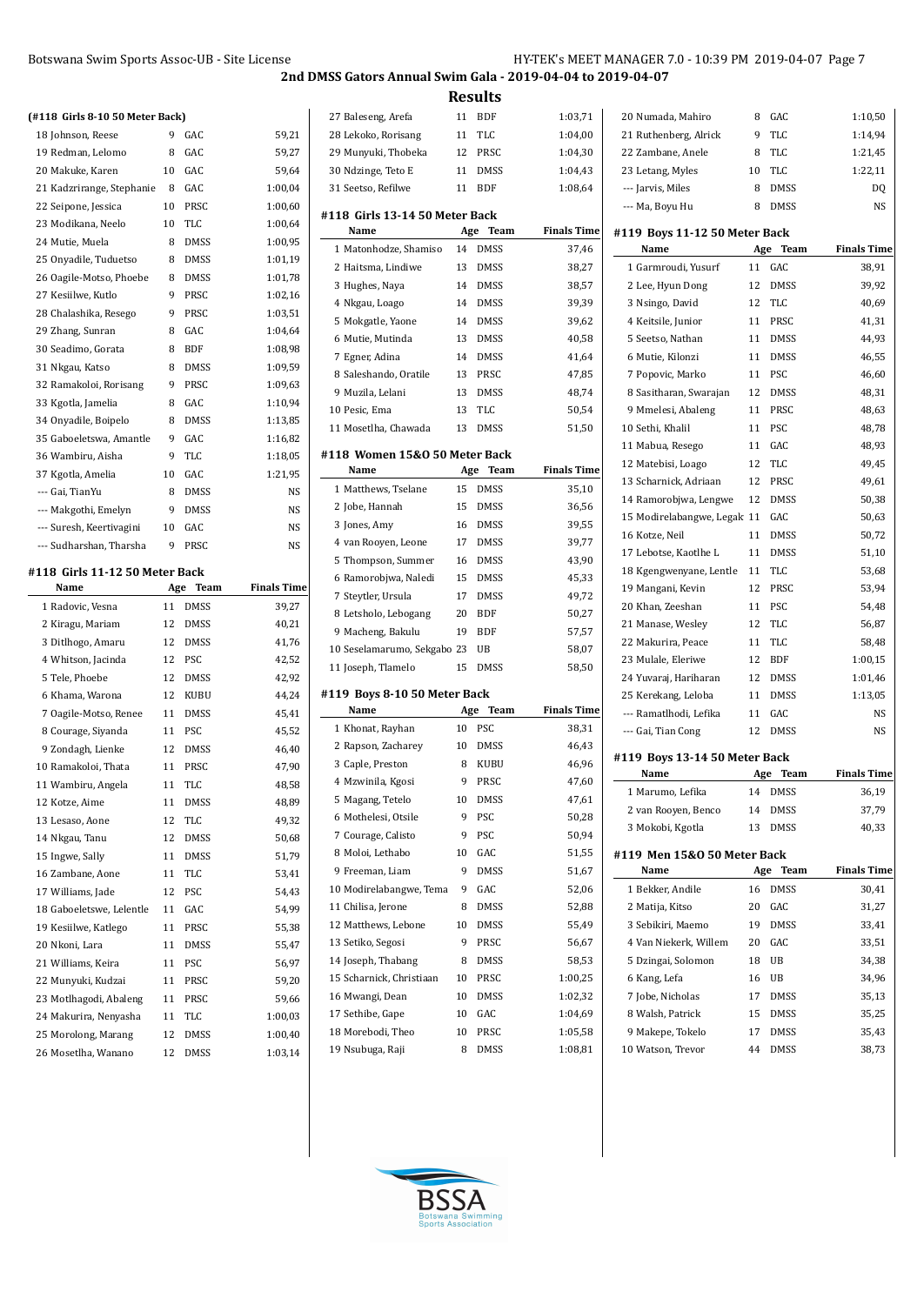## 2nd DMSS Gators Annual Swim Gala - 2019-04-04 to 2019-04-07

### Results

**(#118 Girls 8-10 50 Meter Back)**

| Name | Age | Team | Finals Time |
|---|---|---|---|
| 18 Johnson, Reese | 9 | GAC | 59,21 |
| 19 Redman, Lelomo | 8 | GAC | 59,27 |
| 20 Makuke, Karen | 10 | GAC | 59,64 |
| 21 Kadzrirange, Stephanie | 8 | GAC | 1:00,04 |
| 22 Seipone, Jessica | 10 | PRSC | 1:00,60 |
| 23 Modikana, Neelo | 10 | TLC | 1:00,64 |
| 24 Mutie, Muela | 8 | DMSS | 1:00,95 |
| 25 Onyadile, Tuduetso | 8 | DMSS | 1:01,19 |
| 26 Oagile-Motso, Phoebe | 8 | DMSS | 1:01,78 |
| 27 Kesiilwe, Kutlo | 9 | PRSC | 1:02,16 |
| 28 Chalashika, Resego | 9 | PRSC | 1:03,51 |
| 29 Zhang, Sunran | 8 | GAC | 1:04,64 |
| 30 Seadimo, Gorata | 8 | BDF | 1:08,98 |
| 31 Nkgau, Katso | 8 | DMSS | 1:09,59 |
| 32 Ramakoloi, Rorisang | 9 | PRSC | 1:09,63 |
| 33 Kgotla, Jamelia | 8 | GAC | 1:10,94 |
| 34 Onyadile, Boipelo | 8 | DMSS | 1:13,85 |
| 35 Gaboeletswa, Amantle | 9 | GAC | 1:16,82 |
| 36 Wambiru, Aisha | 9 | TLC | 1:18,05 |
| 37 Kgotla, Amelia | 10 | GAC | 1:21,95 |
| --- Gai, TianYu | 8 | DMSS | NS |
| --- Makgothi, Emelyn | 9 | DMSS | NS |
| --- Suresh, Keertivagini | 10 | GAC | NS |
| --- Sudharshan, Tharsha | 9 | PRSC | NS |

**#118 Girls 11-12 50 Meter Back**

| Name | Age | Team | Finals Time |
|---|---|---|---|
| 1 Radovic, Vesna | 11 | DMSS | 39,27 |
| 2 Kiragu, Mariam | 12 | DMSS | 40,21 |
| 3 Ditlhogo, Amaru | 12 | DMSS | 41,76 |
| 4 Whitson, Jacinda | 12 | PSC | 42,52 |
| 5 Tele, Phoebe | 12 | DMSS | 42,92 |
| 6 Khama, Warona | 12 | KUBU | 44,24 |
| 7 Oagile-Motso, Renee | 11 | DMSS | 45,41 |
| 8 Courage, Siyanda | 11 | PSC | 45,52 |
| 9 Zondagh, Lienke | 12 | DMSS | 46,40 |
| 10 Ramakoloi, Thata | 11 | PRSC | 47,90 |
| 11 Wambiru, Angela | 11 | TLC | 48,58 |
| 12 Kotze, Aime | 11 | DMSS | 48,89 |
| 13 Lesaso, Aone | 12 | TLC | 49,32 |
| 14 Nkgau, Tanu | 12 | DMSS | 50,68 |
| 15 Ingwe, Sally | 11 | DMSS | 51,79 |
| 16 Zambane, Aone | 11 | TLC | 53,41 |
| 17 Williams, Jade | 12 | PSC | 54,43 |
| 18 Gaboeletswe, Lelentle | 11 | GAC | 54,99 |
| 19 Kesiilwe, Katlego | 11 | PRSC | 55,38 |
| 20 Nkoni, Lara | 11 | DMSS | 55,47 |
| 21 Williams, Keira | 11 | PSC | 56,97 |
| 22 Munyuki, Kudzai | 11 | PRSC | 59,20 |
| 23 Motlhagodi, Abaleng | 11 | PRSC | 59,66 |
| 24 Makurira, Nenyasha | 11 | TLC | 1:00,03 |
| 25 Morolong, Marang | 12 | DMSS | 1:00,40 |
| 26 Mosetlha, Wanano | 12 | DMSS | 1:03,14 |
| 27 Baleseng, Arefa | 11 | BDF | 1:03,71 |
| 28 Lekoko, Rorisang | 11 | TLC | 1:04,00 |
| 29 Munyuki, Thobeka | 12 | PRSC | 1:04,30 |
| 30 Ndzinge, Teto E | 11 | DMSS | 1:04,43 |
| 31 Seetso, Refilwe | 11 | BDF | 1:08,64 |

**#118 Girls 13-14 50 Meter Back**

| Name | Age | Team | Finals Time |
|---|---|---|---|
| 1 Matonhodze, Shamiso | 14 | DMSS | 37,46 |
| 2 Haitsma, Lindiwe | 13 | DMSS | 38,27 |
| 3 Hughes, Naya | 14 | DMSS | 38,57 |
| 4 Nkgau, Loago | 14 | DMSS | 39,39 |
| 5 Mokgatle, Yaone | 14 | DMSS | 39,62 |
| 6 Mutie, Mutinda | 13 | DMSS | 40,58 |
| 7 Egner, Adina | 14 | DMSS | 41,64 |
| 8 Saleshando, Oratile | 13 | PRSC | 47,85 |
| 9 Muzila, Lelani | 13 | DMSS | 48,74 |
| 10 Pesic, Ema | 13 | TLC | 50,54 |
| 11 Mosetlha, Chawada | 13 | DMSS | 51,50 |

**#118 Women 15&O 50 Meter Back**

| Name | Age | Team | Finals Time |
|---|---|---|---|
| 1 Matthews, Tselane | 15 | DMSS | 35,10 |
| 2 Jobe, Hannah | 15 | DMSS | 36,56 |
| 3 Jones, Amy | 16 | DMSS | 39,55 |
| 4 van Rooyen, Leone | 17 | DMSS | 39,77 |
| 5 Thompson, Summer | 16 | DMSS | 43,90 |
| 6 Ramorobjwa, Naledi | 15 | DMSS | 45,33 |
| 7 Steytler, Ursula | 17 | DMSS | 49,72 |
| 8 Letsholo, Lebogang | 20 | BDF | 50,27 |
| 9 Macheng, Bakulu | 19 | BDF | 57,57 |
| 10 Seselamarumo, Sekgabo | 23 | UB | 58,07 |
| 11 Joseph, Tlamelo | 15 | DMSS | 58,50 |

**#119 Boys 8-10 50 Meter Back**

| Name | Age | Team | Finals Time |
|---|---|---|---|
| 1 Khonat, Rayhan | 10 | PSC | 38,31 |
| 2 Rapson, Zacharey | 10 | DMSS | 46,43 |
| 3 Caple, Preston | 8 | KUBU | 46,96 |
| 4 Mzwinila, Kgosi | 9 | PRSC | 47,60 |
| 5 Magang, Tetelo | 10 | DMSS | 47,61 |
| 6 Mothelesi, Otsile | 9 | PSC | 50,28 |
| 7 Courage, Calisto | 9 | PSC | 50,94 |
| 8 Moloi, Lethabo | 10 | GAC | 51,55 |
| 9 Freeman, Liam | 9 | DMSS | 51,67 |
| 10 Modirelabangwe, Tema | 9 | GAC | 52,06 |
| 11 Chilisa, Jerone | 8 | DMSS | 52,88 |
| 12 Matthews, Lebone | 10 | DMSS | 55,49 |
| 13 Setiko, Segosi | 9 | PRSC | 56,67 |
| 14 Joseph, Thabang | 8 | DMSS | 58,53 |
| 15 Scharnick, Christiaan | 10 | PRSC | 1:00,25 |
| 16 Mwangi, Dean | 10 | DMSS | 1:02,32 |
| 17 Sethibe, Gape | 10 | GAC | 1:04,69 |
| 18 Morebodi, Theo | 10 | PRSC | 1:05,58 |
| 19 Nsubuga, Raji | 8 | DMSS | 1:08,81 |
| 20 Numada, Mahiro | 8 | GAC | 1:10,50 |
| 21 Ruthenberg, Alrick | 9 | TLC | 1:14,94 |
| 22 Zambane, Anele | 8 | TLC | 1:21,45 |
| 23 Letang, Myles | 10 | TLC | 1:22,11 |
| --- Jarvis, Miles | 8 | DMSS | DQ |
| --- Ma, Boyu Hu | 8 | DMSS | NS |

**#119 Boys 11-12 50 Meter Back**

| Name | Age | Team | Finals Time |
|---|---|---|---|
| 1 Garmroudi, Yusurf | 11 | GAC | 38,91 |
| 2 Lee, Hyun Dong | 12 | DMSS | 39,92 |
| 3 Nsingo, David | 12 | TLC | 40,69 |
| 4 Keitsile, Junior | 11 | PRSC | 41,31 |
| 5 Seetso, Nathan | 11 | DMSS | 44,93 |
| 6 Mutie, Kilonzi | 11 | DMSS | 46,55 |
| 7 Popovic, Marko | 11 | PSC | 46,60 |
| 8 Sasitharan, Swarajan | 12 | DMSS | 48,31 |
| 9 Mmelesi, Abaleng | 11 | PRSC | 48,63 |
| 10 Sethi, Khalil | 11 | PSC | 48,78 |
| 11 Mabua, Resego | 11 | GAC | 48,93 |
| 12 Matebisi, Loago | 12 | TLC | 49,45 |
| 13 Scharnick, Adriaan | 12 | PRSC | 49,61 |
| 14 Ramorobjwa, Lengwe | 12 | DMSS | 50,38 |
| 15 Modirelabangwe, Legak | 11 | GAC | 50,63 |
| 16 Kotze, Neil | 11 | DMSS | 50,72 |
| 17 Lebotse, Kaotlhe L | 11 | DMSS | 51,10 |
| 18 Kgengwenyane, Lentle | 11 | TLC | 53,68 |
| 19 Mangani, Kevin | 12 | PRSC | 53,94 |
| 20 Khan, Zeeshan | 11 | PSC | 54,48 |
| 21 Manase, Wesley | 12 | TLC | 56,87 |
| 22 Makurira, Peace | 11 | TLC | 58,48 |
| 23 Mulale, Eleriwe | 12 | BDF | 1:00,15 |
| 24 Yuvaraj, Hariharan | 12 | DMSS | 1:01,46 |
| 25 Kerekang, Leloba | 11 | DMSS | 1:13,05 |
| --- Ramatlhodi, Lefika | 11 | GAC | NS |
| --- Gai, Tian Cong | 12 | DMSS | NS |

**#119 Boys 13-14 50 Meter Back**

| Name | Age | Team | Finals Time |
|---|---|---|---|
| 1 Marumo, Lefika | 14 | DMSS | 36,19 |
| 2 van Rooyen, Benco | 14 | DMSS | 37,79 |
| 3 Mokobi, Kgotla | 13 | DMSS | 40,33 |

**#119 Men 15&O 50 Meter Back**

| Name | Age | Team | Finals Time |
|---|---|---|---|
| 1 Bekker, Andile | 16 | DMSS | 30,41 |
| 2 Matija, Kitso | 20 | GAC | 31,27 |
| 3 Sebikiri, Maemo | 19 | DMSS | 33,41 |
| 4 Van Niekerk, Willem | 20 | GAC | 33,51 |
| 5 Dzingai, Solomon | 18 | UB | 34,38 |
| 6 Kang, Lefa | 16 | UB | 34,96 |
| 7 Jobe, Nicholas | 17 | DMSS | 35,13 |
| 8 Walsh, Patrick | 15 | DMSS | 35,25 |
| 9 Makepe, Tokelo | 17 | DMSS | 35,43 |
| 10 Watson, Trevor | 44 | DMSS | 38,73 |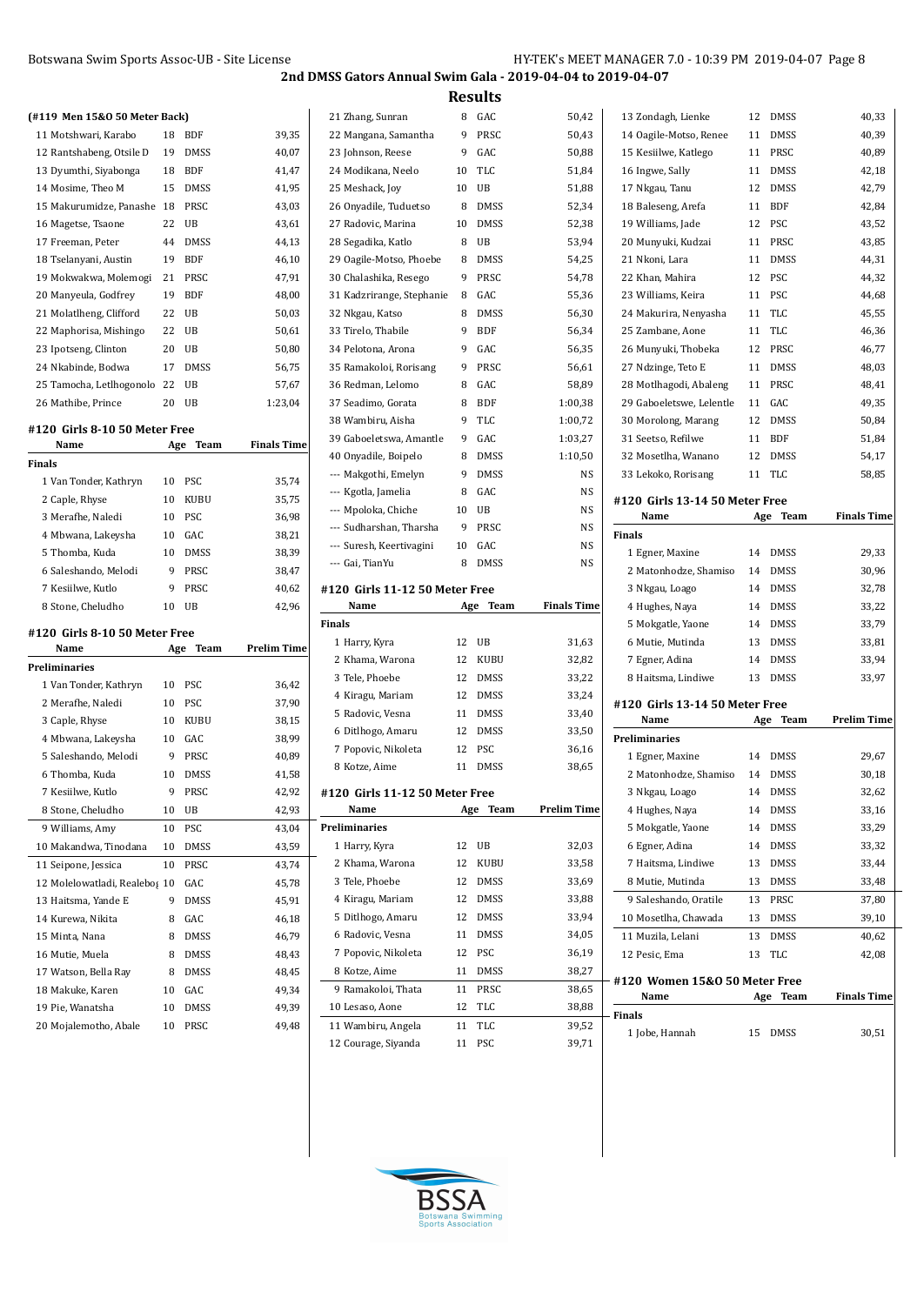## 2nd DMSS Gators Annual Swim Gala - 2019-04-04 to 2019-04-07

### Results

**(#119 Men 15&O 50 Meter Back)**

| Name | Age | Team | Time |
|---|---|---|---|
| 11 Motshwari, Karabo | 18 | BDF | 39,35 |
| 12 Rantshabeng, Otsile D | 19 | DMSS | 40,07 |
| 13 Dyumthi, Siyabonga | 18 | BDF | 41,47 |
| 14 Mosime, Theo M | 15 | DMSS | 41,95 |
| 15 Makurumidze, Panashe | 18 | PRSC | 43,03 |
| 16 Magetse, Tsaone | 22 | UB | 43,61 |
| 17 Freeman, Peter | 44 | DMSS | 44,13 |
| 18 Tselanyani, Austin | 19 | BDF | 46,10 |
| 19 Mokwakwa, Molemogi | 21 | PRSC | 47,91 |
| 20 Manyeula, Godfrey | 19 | BDF | 48,00 |
| 21 Molatlheng, Clifford | 22 | UB | 50,03 |
| 22 Maphorisa, Mishingo | 22 | UB | 50,61 |
| 23 Ipotseng, Clinton | 20 | UB | 50,80 |
| 24 Nkabinde, Bodwa | 17 | DMSS | 56,75 |
| 25 Tamocha, Letlhogonolo | 22 | UB | 57,67 |
| 26 Mathibe, Prince | 20 | UB | 1:23,04 |

### #120 Girls 8-10 50 Meter Free

| Name | Age | Team | Finals Time |
|---|---|---|---|
| **Finals** | | | |
| 1 Van Tonder, Kathryn | 10 | PSC | 35,74 |
| 2 Caple, Rhyse | 10 | KUBU | 35,75 |
| 3 Merafhe, Naledi | 10 | PSC | 36,98 |
| 4 Mbwana, Lakeysha | 10 | GAC | 38,21 |
| 5 Thomba, Kuda | 10 | DMSS | 38,39 |
| 6 Saleshando, Melodi | 9 | PRSC | 38,47 |
| 7 Kesiilwe, Kutlo | 9 | PRSC | 40,62 |
| 8 Stone, Cheludho | 10 | UB | 42,96 |

### #120 Girls 8-10 50 Meter Free

| Name | Age | Team | Prelim Time |
|---|---|---|---|
| **Preliminaries** | | | |
| 1 Van Tonder, Kathryn | 10 | PSC | 36,42 |
| 2 Merafhe, Naledi | 10 | PSC | 37,90 |
| 3 Caple, Rhyse | 10 | KUBU | 38,15 |
| 4 Mbwana, Lakeysha | 10 | GAC | 38,99 |
| 5 Saleshando, Melodi | 9 | PRSC | 40,89 |
| 6 Thomba, Kuda | 10 | DMSS | 41,58 |
| 7 Kesiilwe, Kutlo | 9 | PRSC | 42,92 |
| 8 Stone, Cheludho | 10 | UB | 42,93 |
| 9 Williams, Amy | 10 | PSC | 43,04 |
| 10 Makandwa, Tinodana | 10 | DMSS | 43,59 |
| 11 Seipone, Jessica | 10 | PRSC | 43,74 |
| 12 Molelowatladi, Realebog | 10 | GAC | 45,78 |
| 13 Haitsma, Yande E | 9 | DMSS | 45,91 |
| 14 Kurewa, Nikita | 8 | GAC | 46,18 |
| 15 Minta, Nana | 8 | DMSS | 46,79 |
| 16 Mutie, Muela | 8 | DMSS | 48,43 |
| 17 Watson, Bella Ray | 8 | DMSS | 48,45 |
| 18 Makuke, Karen | 10 | GAC | 49,34 |
| 19 Pie, Wanatsha | 10 | DMSS | 49,39 |
| 20 Mojalemotho, Abale | 10 | PRSC | 49,48 |
| 21 Zhang, Sunran | 8 | GAC | 50,42 |
| 22 Mangana, Samantha | 9 | PRSC | 50,43 |
| 23 Johnson, Reese | 9 | GAC | 50,88 |
| 24 Modikana, Neelo | 10 | TLC | 51,84 |
| 25 Meshack, Joy | 10 | UB | 51,88 |
| 26 Onyadile, Tuduetso | 8 | DMSS | 52,34 |
| 27 Radovic, Marina | 10 | DMSS | 52,38 |
| 28 Segadika, Katlo | 8 | UB | 53,94 |
| 29 Oagile-Motso, Phoebe | 8 | DMSS | 54,25 |
| 30 Chalashika, Resego | 9 | PRSC | 54,78 |
| 31 Kadzrirange, Stephanie | 8 | GAC | 55,36 |
| 32 Nkgau, Katso | 8 | DMSS | 56,30 |
| 33 Tirelo, Thabile | 9 | BDF | 56,34 |
| 34 Pelotona, Arona | 9 | GAC | 56,35 |
| 35 Ramakoloi, Rorisang | 9 | PRSC | 56,61 |
| 36 Redman, Lelomo | 8 | GAC | 58,89 |
| 37 Seadimo, Gorata | 8 | BDF | 1:00,38 |
| 38 Wambiru, Aisha | 9 | TLC | 1:00,72 |
| 39 Gaboeletswa, Amantle | 9 | GAC | 1:03,27 |
| 40 Onyadile, Boipelo | 8 | DMSS | 1:10,50 |
| --- Makgothi, Emelyn | 9 | DMSS | NS |
| --- Kgotla, Jamelia | 8 | GAC | NS |
| --- Mpoloka, Chiche | 10 | UB | NS |
| --- Sudharshan, Tharsha | 9 | PRSC | NS |
| --- Suresh, Keertivagini | 10 | GAC | NS |
| --- Gai, TianYu | 8 | DMSS | NS |

### #120 Girls 11-12 50 Meter Free

| Name | Age | Team | Finals Time |
|---|---|---|---|
| **Finals** | | | |
| 1 Harry, Kyra | 12 | UB | 31,63 |
| 2 Khama, Warona | 12 | KUBU | 32,82 |
| 3 Tele, Phoebe | 12 | DMSS | 33,22 |
| 4 Kiragu, Mariam | 12 | DMSS | 33,24 |
| 5 Radovic, Vesna | 11 | DMSS | 33,40 |
| 6 Ditlhogo, Amaru | 12 | DMSS | 33,50 |
| 7 Popovic, Nikoleta | 12 | PSC | 36,16 |
| 8 Kotze, Aime | 11 | DMSS | 38,65 |

### #120 Girls 11-12 50 Meter Free

| Name | Age | Team | Prelim Time |
|---|---|---|---|
| **Preliminaries** | | | |
| 1 Harry, Kyra | 12 | UB | 32,03 |
| 2 Khama, Warona | 12 | KUBU | 33,58 |
| 3 Tele, Phoebe | 12 | DMSS | 33,69 |
| 4 Kiragu, Mariam | 12 | DMSS | 33,88 |
| 5 Ditlhogo, Amaru | 12 | DMSS | 33,94 |
| 6 Radovic, Vesna | 11 | DMSS | 34,05 |
| 7 Popovic, Nikoleta | 12 | PSC | 36,19 |
| 8 Kotze, Aime | 11 | DMSS | 38,27 |
| 9 Ramakoloi, Thata | 11 | PRSC | 38,65 |
| 10 Lesaso, Aone | 12 | TLC | 38,88 |
| 11 Wambiru, Angela | 11 | TLC | 39,52 |
| 12 Courage, Siyanda | 11 | PSC | 39,71 |
| 13 Zondagh, Lienke | 12 | DMSS | 40,33 |
| 14 Oagile-Motso, Renee | 11 | DMSS | 40,39 |
| 15 Kesiilwe, Katlego | 11 | PRSC | 40,89 |
| 16 Ingwe, Sally | 11 | DMSS | 42,18 |
| 17 Nkgau, Tanu | 12 | DMSS | 42,79 |
| 18 Baleseng, Arefa | 11 | BDF | 42,84 |
| 19 Williams, Jade | 12 | PSC | 43,52 |
| 20 Munyuki, Kudzai | 11 | PRSC | 43,85 |
| 21 Nkoni, Lara | 11 | DMSS | 44,31 |
| 22 Khan, Mahira | 12 | PSC | 44,32 |
| 23 Williams, Keira | 11 | PSC | 44,68 |
| 24 Makurira, Nenyasha | 11 | TLC | 45,55 |
| 25 Zambane, Aone | 11 | TLC | 46,36 |
| 26 Munyuki, Thobeka | 12 | PRSC | 46,77 |
| 27 Ndzinge, Teto E | 11 | DMSS | 48,03 |
| 28 Motlhagodi, Abaleng | 11 | PRSC | 48,41 |
| 29 Gaboeletswe, Lelentle | 11 | GAC | 49,35 |
| 30 Morolong, Marang | 12 | DMSS | 50,84 |
| 31 Seetso, Refilwe | 11 | BDF | 51,84 |
| 32 Mosetlha, Wanano | 12 | DMSS | 54,17 |
| 33 Lekoko, Rorisang | 11 | TLC | 58,85 |

### #120 Girls 13-14 50 Meter Free

| Name | Age | Team | Finals Time |
|---|---|---|---|
| **Finals** | | | |
| 1 Egner, Maxine | 14 | DMSS | 29,33 |
| 2 Matonhodze, Shamiso | 14 | DMSS | 30,96 |
| 3 Nkgau, Loago | 14 | DMSS | 32,78 |
| 4 Hughes, Naya | 14 | DMSS | 33,22 |
| 5 Mokgatle, Yaone | 14 | DMSS | 33,79 |
| 6 Mutie, Mutinda | 13 | DMSS | 33,81 |
| 7 Egner, Adina | 14 | DMSS | 33,94 |
| 8 Haitsma, Lindiwe | 13 | DMSS | 33,97 |

### #120 Girls 13-14 50 Meter Free

| Name | Age | Team | Prelim Time |
|---|---|---|---|
| **Preliminaries** | | | |
| 1 Egner, Maxine | 14 | DMSS | 29,67 |
| 2 Matonhodze, Shamiso | 14 | DMSS | 30,18 |
| 3 Nkgau, Loago | 14 | DMSS | 32,62 |
| 4 Hughes, Naya | 14 | DMSS | 33,16 |
| 5 Mokgatle, Yaone | 14 | DMSS | 33,29 |
| 6 Egner, Adina | 14 | DMSS | 33,32 |
| 7 Haitsma, Lindiwe | 13 | DMSS | 33,44 |
| 8 Mutie, Mutinda | 13 | DMSS | 33,48 |
| 9 Saleshando, Oratile | 13 | PRSC | 37,80 |
| 10 Mosetlha, Chawada | 13 | DMSS | 39,10 |
| 11 Muzila, Lelani | 13 | DMSS | 40,62 |
| 12 Pesic, Ema | 13 | TLC | 42,08 |

### #120 Women 15&O 50 Meter Free

| Name | Age | Team | Finals Time |
|---|---|---|---|
| **Finals** | | | |
| 1 Jobe, Hannah | 15 | DMSS | 30,51 |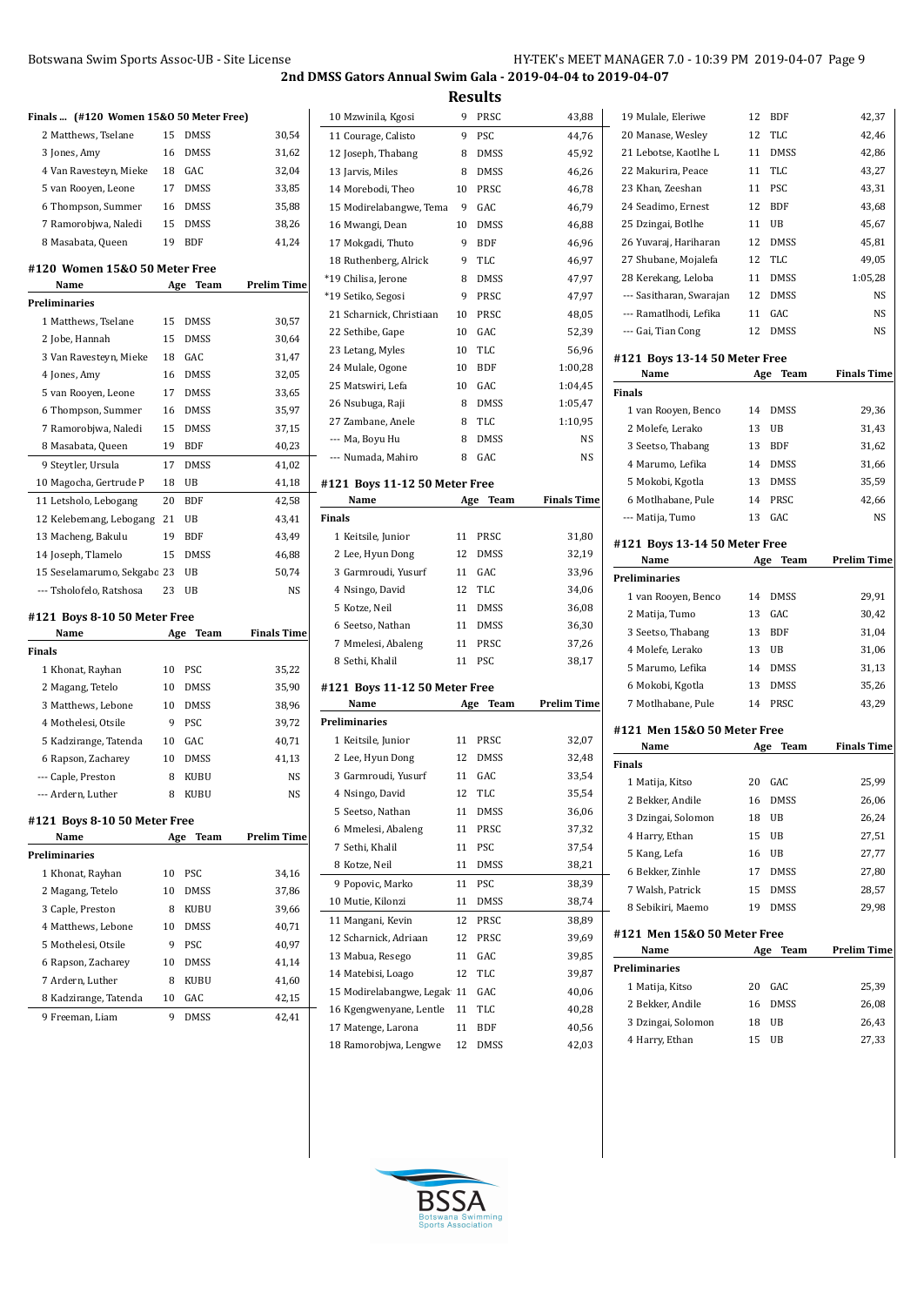## 2nd DMSS Gators Annual Swim Gala - 2019-04-04 to 2019-04-07

### Results

**Finals ... (#120 Women 15&O 50 Meter Free)**

| Name | Age | Team | Finals Time |
|---|---|---|---|
| 2 Matthews, Tselane | 15 | DMSS | 30,54 |
| 3 Jones, Amy | 16 | DMSS | 31,62 |
| 4 Van Ravesteyn, Mieke | 18 | GAC | 32,04 |
| 5 van Rooyen, Leone | 17 | DMSS | 33,85 |
| 6 Thompson, Summer | 16 | DMSS | 35,88 |
| 7 Ramorobjwa, Naledi | 15 | DMSS | 38,26 |
| 8 Masabata, Queen | 19 | BDF | 41,24 |

### #120 Women 15&O 50 Meter Free

| Name | Age | Team | Prelim Time |
|---|---|---|---|
| **Preliminaries** | | | |
| 1 Matthews, Tselane | 15 | DMSS | 30,57 |
| 2 Jobe, Hannah | 15 | DMSS | 30,64 |
| 3 Van Ravesteyn, Mieke | 18 | GAC | 31,47 |
| 4 Jones, Amy | 16 | DMSS | 32,05 |
| 5 van Rooyen, Leone | 17 | DMSS | 33,65 |
| 6 Thompson, Summer | 16 | DMSS | 35,97 |
| 7 Ramorobjwa, Naledi | 15 | DMSS | 37,15 |
| 8 Masabata, Queen | 19 | BDF | 40,23 |
| 9 Steytler, Ursula | 17 | DMSS | 41,02 |
| 10 Magocha, Gertrude P | 18 | UB | 41,18 |
| 11 Letsholo, Lebogang | 20 | BDF | 42,58 |
| 12 Kelebemang, Lebogang | 21 | UB | 43,41 |
| 13 Macheng, Bakulu | 19 | BDF | 43,49 |
| 14 Joseph, Tlamelo | 15 | DMSS | 46,88 |
| 15 Seselamarumo, Sekgabo | 23 | UB | 50,74 |
| --- Tsholofelo, Ratshosa | 23 | UB | NS |

### #121 Boys 8-10 50 Meter Free

| Name | Age | Team | Finals Time |
|---|---|---|---|
| **Finals** | | | |
| 1 Khonat, Rayhan | 10 | PSC | 35,22 |
| 2 Magang, Tetelo | 10 | DMSS | 35,90 |
| 3 Matthews, Lebone | 10 | DMSS | 38,96 |
| 4 Mothelesi, Otsile | 9 | PSC | 39,72 |
| 5 Kadzirange, Tatenda | 10 | GAC | 40,71 |
| 6 Rapson, Zacharey | 10 | DMSS | 41,13 |
| --- Caple, Preston | 8 | KUBU | NS |
| --- Ardern, Luther | 8 | KUBU | NS |

### #121 Boys 8-10 50 Meter Free

| Name | Age | Team | Prelim Time |
|---|---|---|---|
| **Preliminaries** | | | |
| 1 Khonat, Rayhan | 10 | PSC | 34,16 |
| 2 Magang, Tetelo | 10 | DMSS | 37,86 |
| 3 Caple, Preston | 8 | KUBU | 39,66 |
| 4 Matthews, Lebone | 10 | DMSS | 40,71 |
| 5 Mothelesi, Otsile | 9 | PSC | 40,97 |
| 6 Rapson, Zacharey | 10 | DMSS | 41,14 |
| 7 Ardern, Luther | 8 | KUBU | 41,60 |
| 8 Kadzirange, Tatenda | 10 | GAC | 42,15 |
| 9 Freeman, Liam | 9 | DMSS | 42,41 |
| 10 Mzwinila, Kgosi | 9 | PRSC | 43,88 |
| 11 Courage, Calisto | 9 | PSC | 44,76 |
| 12 Joseph, Thabang | 8 | DMSS | 45,92 |
| 13 Jarvis, Miles | 8 | DMSS | 46,26 |
| 14 Morebodi, Theo | 10 | PRSC | 46,78 |
| 15 Modirelabangwe, Tema | 9 | GAC | 46,79 |
| 16 Mwangi, Dean | 10 | DMSS | 46,88 |
| 17 Mokgadi, Thuto | 9 | BDF | 46,96 |
| 18 Ruthenberg, Alrick | 9 | TLC | 46,97 |
| *19 Chilisa, Jerone | 8 | DMSS | 47,97 |
| *19 Setiko, Segosi | 9 | PRSC | 47,97 |
| 21 Scharnick, Christiaan | 10 | PRSC | 48,05 |
| 22 Sethibe, Gape | 10 | GAC | 52,39 |
| 23 Letang, Myles | 10 | TLC | 56,96 |
| 24 Mulale, Ogone | 10 | BDF | 1:00,28 |
| 25 Matswiri, Lefa | 10 | GAC | 1:04,45 |
| 26 Nsubuga, Raji | 8 | DMSS | 1:05,47 |
| 27 Zambane, Anele | 8 | TLC | 1:10,95 |
| --- Ma, Boyu Hu | 8 | DMSS | NS |
| --- Numada, Mahiro | 8 | GAC | NS |

### #121 Boys 11-12 50 Meter Free

| Name | Age | Team | Finals Time |
|---|---|---|---|
| **Finals** | | | |
| 1 Keitsile, Junior | 11 | PRSC | 31,80 |
| 2 Lee, Hyun Dong | 12 | DMSS | 32,19 |
| 3 Garmroudi, Yusurf | 11 | GAC | 33,96 |
| 4 Nsingo, David | 12 | TLC | 34,06 |
| 5 Kotze, Neil | 11 | DMSS | 36,08 |
| 6 Seetso, Nathan | 11 | DMSS | 36,30 |
| 7 Mmelesi, Abaleng | 11 | PRSC | 37,26 |
| 8 Sethi, Khalil | 11 | PSC | 38,17 |

### #121 Boys 11-12 50 Meter Free

| Name | Age | Team | Prelim Time |
|---|---|---|---|
| **Preliminaries** | | | |
| 1 Keitsile, Junior | 11 | PRSC | 32,07 |
| 2 Lee, Hyun Dong | 12 | DMSS | 32,48 |
| 3 Garmroudi, Yusurf | 11 | GAC | 33,54 |
| 4 Nsingo, David | 12 | TLC | 35,54 |
| 5 Seetso, Nathan | 11 | DMSS | 36,06 |
| 6 Mmelesi, Abaleng | 11 | PRSC | 37,32 |
| 7 Sethi, Khalil | 11 | PSC | 37,54 |
| 8 Kotze, Neil | 11 | DMSS | 38,21 |
| 9 Popovic, Marko | 11 | PSC | 38,39 |
| 10 Mutie, Kilonzi | 11 | DMSS | 38,74 |
| 11 Mangani, Kevin | 12 | PRSC | 38,89 |
| 12 Scharnick, Adriaan | 12 | PRSC | 39,69 |
| 13 Mabua, Resego | 11 | GAC | 39,85 |
| 14 Matebisi, Loago | 12 | TLC | 39,87 |
| 15 Modirelabangwe, Legak | 11 | GAC | 40,06 |
| 16 Kgengwenyane, Lentle | 11 | TLC | 40,28 |
| 17 Matenge, Larona | 11 | BDF | 40,56 |
| 18 Ramorobjwa, Lengwe | 12 | DMSS | 42,03 |
| 19 Mulale, Eleriwe | 12 | BDF | 42,37 |
| 20 Manase, Wesley | 12 | TLC | 42,46 |
| 21 Lebotse, Kaotlhe L | 11 | DMSS | 42,86 |
| 22 Makurira, Peace | 11 | TLC | 43,27 |
| 23 Khan, Zeeshan | 11 | PSC | 43,31 |
| 24 Seadimo, Ernest | 12 | BDF | 43,68 |
| 25 Dzingai, Botlhe | 11 | UB | 45,67 |
| 26 Yuvaraj, Hariharan | 12 | DMSS | 45,81 |
| 27 Shubane, Mojalefa | 12 | TLC | 49,05 |
| 28 Kerekang, Leloba | 11 | DMSS | 1:05,28 |
| --- Sasitharan, Swarajan | 12 | DMSS | NS |
| --- Ramatlhodi, Lefika | 11 | GAC | NS |
| --- Gai, Tian Cong | 12 | DMSS | NS |

### #121 Boys 13-14 50 Meter Free

| Name | Age | Team | Finals Time |
|---|---|---|---|
| **Finals** | | | |
| 1 van Rooyen, Benco | 14 | DMSS | 29,36 |
| 2 Molefe, Lerako | 13 | UB | 31,43 |
| 3 Seetso, Thabang | 13 | BDF | 31,62 |
| 4 Marumo, Lefika | 14 | DMSS | 31,66 |
| 5 Mokobi, Kgotla | 13 | DMSS | 35,59 |
| 6 Motlhabane, Pule | 14 | PRSC | 42,66 |
| --- Matija, Tumo | 13 | GAC | NS |

### #121 Boys 13-14 50 Meter Free

| Name | Age | Team | Prelim Time |
|---|---|---|---|
| **Preliminaries** | | | |
| 1 van Rooyen, Benco | 14 | DMSS | 29,91 |
| 2 Matija, Tumo | 13 | GAC | 30,42 |
| 3 Seetso, Thabang | 13 | BDF | 31,04 |
| 4 Molefe, Lerako | 13 | UB | 31,06 |
| 5 Marumo, Lefika | 14 | DMSS | 31,13 |
| 6 Mokobi, Kgotla | 13 | DMSS | 35,26 |
| 7 Motlhabane, Pule | 14 | PRSC | 43,29 |

### #121 Men 15&O 50 Meter Free

| Name | Age | Team | Finals Time |
|---|---|---|---|
| **Finals** | | | |
| 1 Matija, Kitso | 20 | GAC | 25,99 |
| 2 Bekker, Andile | 16 | DMSS | 26,06 |
| 3 Dzingai, Solomon | 18 | UB | 26,24 |
| 4 Harry, Ethan | 15 | UB | 27,51 |
| 5 Kang, Lefa | 16 | UB | 27,77 |
| 6 Bekker, Zinhle | 17 | DMSS | 27,80 |
| 7 Walsh, Patrick | 15 | DMSS | 28,57 |
| 8 Sebikiri, Maemo | 19 | DMSS | 29,98 |

### #121 Men 15&O 50 Meter Free

| Name | Age | Team | Prelim Time |
|---|---|---|---|
| **Preliminaries** | | | |
| 1 Matija, Kitso | 20 | GAC | 25,39 |
| 2 Bekker, Andile | 16 | DMSS | 26,08 |
| 3 Dzingai, Solomon | 18 | UB | 26,43 |
| 4 Harry, Ethan | 15 | UB | 27,33 |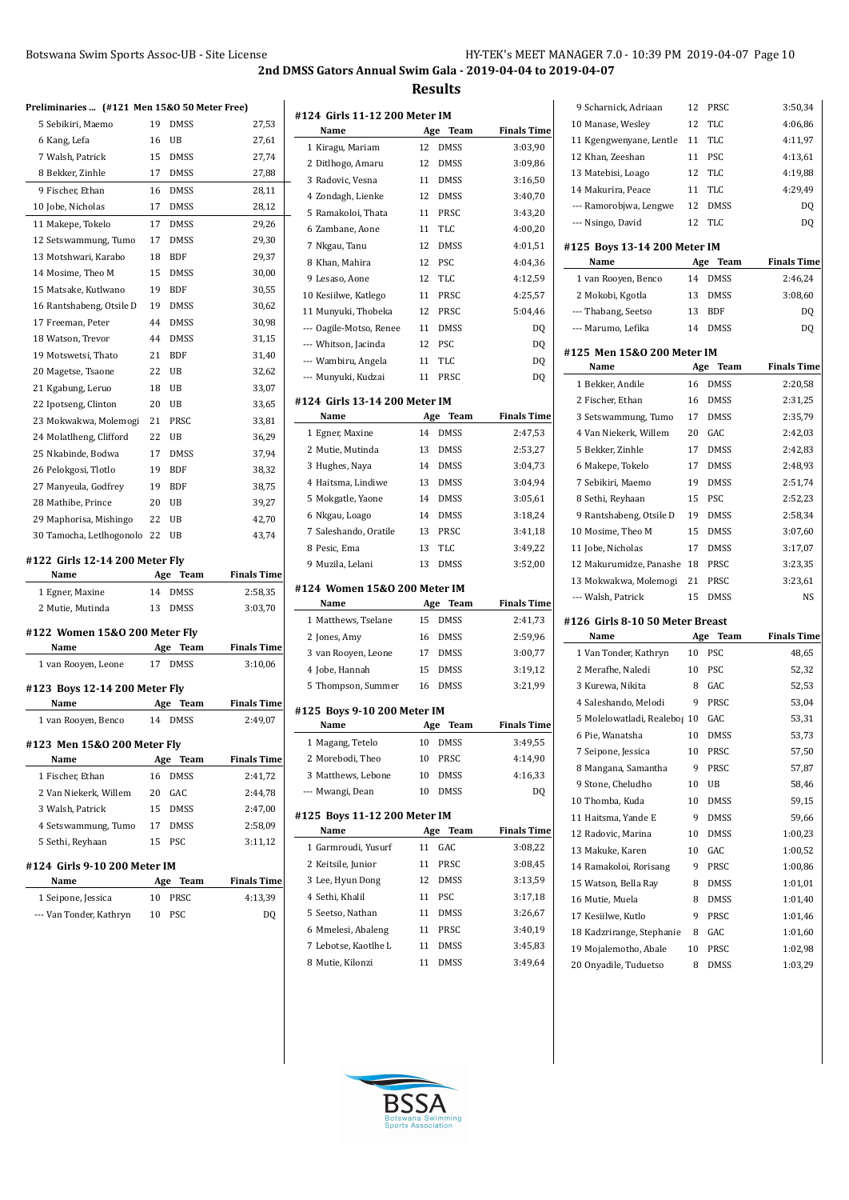## 2nd DMSS Gators Annual Swim Gala - 2019-04-04 to 2019-04-07

## Results

### Preliminaries ... (#121 Men 15&O 50 Meter Free)

| Name | Age | Team | Prelim Time |
|---|---|---|---|
| 5 Sebikiri, Maemo | 19 | DMSS | 27,53 |
| 6 Kang, Lefa | 16 | UB | 27,61 |
| 7 Walsh, Patrick | 15 | DMSS | 27,74 |
| 8 Bekker, Zinhle | 17 | DMSS | 27,88 |
| 9 Fischer, Ethan | 16 | DMSS | 28,11 |
| 10 Jobe, Nicholas | 17 | DMSS | 28,12 |
| 11 Makepe, Tokelo | 17 | DMSS | 29,26 |
| 12 Setswammung, Tumo | 17 | DMSS | 29,30 |
| 13 Motshwari, Karabo | 18 | BDF | 29,37 |
| 14 Mosime, Theo M | 15 | DMSS | 30,00 |
| 15 Matsake, Kutlwano | 19 | BDF | 30,55 |
| 16 Rantshabeng, Otsile D | 19 | DMSS | 30,62 |
| 17 Freeman, Peter | 44 | DMSS | 30,98 |
| 18 Watson, Trevor | 44 | DMSS | 31,15 |
| 19 Motswetsi, Thato | 21 | BDF | 31,40 |
| 20 Magetse, Tsaone | 22 | UB | 32,62 |
| 21 Kgabung, Leruo | 18 | UB | 33,07 |
| 22 Ipotseng, Clinton | 20 | UB | 33,65 |
| 23 Mokwakwa, Molemogi | 21 | PRSC | 33,81 |
| 24 Molatlheng, Clifford | 22 | UB | 36,29 |
| 25 Nkabinde, Bodwa | 17 | DMSS | 37,94 |
| 26 Pelokgosi, Tlotlo | 19 | BDF | 38,32 |
| 27 Manyeula, Godfrey | 19 | BDF | 38,75 |
| 28 Mathibe, Prince | 20 | UB | 39,27 |
| 29 Maphorisa, Mishingo | 22 | UB | 42,70 |
| 30 Tamocha, Letlhogonolo | 22 | UB | 43,74 |

### #122 Girls 12-14 200 Meter Fly

| Name | Age | Team | Finals Time |
|---|---|---|---|
| 1 Egner, Maxine | 14 | DMSS | 2:58,35 |
| 2 Mutie, Mutinda | 13 | DMSS | 3:03,70 |

### #122 Women 15&O 200 Meter Fly

| Name | Age | Team | Finals Time |
|---|---|---|---|
| 1 van Rooyen, Leone | 17 | DMSS | 3:10,06 |

### #123 Boys 12-14 200 Meter Fly

| Name | Age | Team | Finals Time |
|---|---|---|---|
| 1 van Rooyen, Benco | 14 | DMSS | 2:49,07 |

### #123 Men 15&O 200 Meter Fly

| Name | Age | Team | Finals Time |
|---|---|---|---|
| 1 Fischer, Ethan | 16 | DMSS | 2:41,72 |
| 2 Van Niekerk, Willem | 20 | GAC | 2:44,78 |
| 3 Walsh, Patrick | 15 | DMSS | 2:47,00 |
| 4 Setswammung, Tumo | 17 | DMSS | 2:58,09 |
| 5 Sethi, Reyhaan | 15 | PSC | 3:11,12 |

### #124 Girls 9-10 200 Meter IM

| Name | Age | Team | Finals Time |
|---|---|---|---|
| 1 Seipone, Jessica | 10 | PRSC | 4:13,39 |
| --- Van Tonder, Kathryn | 10 | PSC | DQ |

### #124 Girls 11-12 200 Meter IM

| Name | Age | Team | Finals Time |
|---|---|---|---|
| 1 Kiragu, Mariam | 12 | DMSS | 3:03,90 |
| 2 Ditlhogo, Amaru | 12 | DMSS | 3:09,86 |
| 3 Radovic, Vesna | 11 | DMSS | 3:16,50 |
| 4 Zondagh, Lienke | 12 | DMSS | 3:40,70 |
| 5 Ramakoloi, Thata | 11 | PRSC | 3:43,20 |
| 6 Zambane, Aone | 11 | TLC | 4:00,20 |
| 7 Nkgau, Tanu | 12 | DMSS | 4:01,51 |
| 8 Khan, Mahira | 12 | PSC | 4:04,36 |
| 9 Lesaso, Aone | 12 | TLC | 4:12,59 |
| 10 Kesiilwe, Katlego | 11 | PRSC | 4:25,57 |
| 11 Munyuki, Thobeka | 12 | PRSC | 5:04,46 |
| --- Oagile-Motso, Renee | 11 | DMSS | DQ |
| --- Whitson, Jacinda | 12 | PSC | DQ |
| --- Wambiru, Angela | 11 | TLC | DQ |
| --- Munyuki, Kudzai | 11 | PRSC | DQ |

### #124 Girls 13-14 200 Meter IM

| Name | Age | Team | Finals Time |
|---|---|---|---|
| 1 Egner, Maxine | 14 | DMSS | 2:47,53 |
| 2 Mutie, Mutinda | 13 | DMSS | 2:53,27 |
| 3 Hughes, Naya | 14 | DMSS | 3:04,73 |
| 4 Haitsma, Lindiwe | 13 | DMSS | 3:04,94 |
| 5 Mokgatle, Yaone | 14 | DMSS | 3:05,61 |
| 6 Nkgau, Loago | 14 | DMSS | 3:18,24 |
| 7 Saleshando, Oratile | 13 | PRSC | 3:41,18 |
| 8 Pesic, Ema | 13 | TLC | 3:49,22 |
| 9 Muzila, Lelani | 13 | DMSS | 3:52,00 |

### #124 Women 15&O 200 Meter IM

| Name | Age | Team | Finals Time |
|---|---|---|---|
| 1 Matthews, Tselane | 15 | DMSS | 2:41,73 |
| 2 Jones, Amy | 16 | DMSS | 2:59,96 |
| 3 van Rooyen, Leone | 17 | DMSS | 3:00,77 |
| 4 Jobe, Hannah | 15 | DMSS | 3:19,12 |
| 5 Thompson, Summer | 16 | DMSS | 3:21,99 |

### #125 Boys 9-10 200 Meter IM

| Name | Age | Team | Finals Time |
|---|---|---|---|
| 1 Magang, Tetelo | 10 | DMSS | 3:49,55 |
| 2 Morebodi, Theo | 10 | PRSC | 4:14,90 |
| 3 Matthews, Lebone | 10 | DMSS | 4:16,33 |
| --- Mwangi, Dean | 10 | DMSS | DQ |

### #125 Boys 11-12 200 Meter IM

| Name | Age | Team | Finals Time |
|---|---|---|---|
| 1 Garmroudi, Yusurf | 11 | GAC | 3:08,22 |
| 2 Keitsile, Junior | 11 | PRSC | 3:08,45 |
| 3 Lee, Hyun Dong | 12 | DMSS | 3:13,59 |
| 4 Sethi, Khalil | 11 | PSC | 3:17,18 |
| 5 Seetso, Nathan | 11 | DMSS | 3:26,67 |
| 6 Mmelesi, Abaleng | 11 | PRSC | 3:40,19 |
| 7 Lebotse, Kaotlhe L | 11 | DMSS | 3:45,83 |
| 8 Mutie, Kilonzi | 11 | DMSS | 3:49,64 |
| 9 Scharnick, Adriaan | 12 | PRSC | 3:50,34 |
| 10 Manase, Wesley | 12 | TLC | 4:06,86 |
| 11 Kgengwenyane, Lentle | 11 | TLC | 4:11,97 |
| 12 Khan, Zeeshan | 11 | PSC | 4:13,61 |
| 13 Matebisi, Loago | 12 | TLC | 4:19,88 |
| 14 Makurira, Peace | 11 | TLC | 4:29,49 |
| --- Ramorobjwa, Lengwe | 12 | DMSS | DQ |
| --- Nsingo, David | 12 | TLC | DQ |

### #125 Boys 13-14 200 Meter IM

| Name | Age | Team | Finals Time |
|---|---|---|---|
| 1 van Rooyen, Benco | 14 | DMSS | 2:46,24 |
| 2 Mokobi, Kgotla | 13 | DMSS | 3:08,60 |
| --- Thabang, Seetso | 13 | BDF | DQ |
| --- Marumo, Lefika | 14 | DMSS | DQ |

### #125 Men 15&O 200 Meter IM

| Name | Age | Team | Finals Time |
|---|---|---|---|
| 1 Bekker, Andile | 16 | DMSS | 2:20,58 |
| 2 Fischer, Ethan | 16 | DMSS | 2:31,25 |
| 3 Setswammung, Tumo | 17 | DMSS | 2:35,79 |
| 4 Van Niekerk, Willem | 20 | GAC | 2:42,03 |
| 5 Bekker, Zinhle | 17 | DMSS | 2:42,83 |
| 6 Makepe, Tokelo | 17 | DMSS | 2:48,93 |
| 7 Sebikiri, Maemo | 19 | DMSS | 2:51,74 |
| 8 Sethi, Reyhaan | 15 | PSC | 2:52,23 |
| 9 Rantshabeng, Otsile D | 19 | DMSS | 2:58,34 |
| 10 Mosime, Theo M | 15 | DMSS | 3:07,60 |
| 11 Jobe, Nicholas | 17 | DMSS | 3:17,07 |
| 12 Makurumidze, Panashe | 18 | PRSC | 3:23,35 |
| 13 Mokwakwa, Molemogi | 21 | PRSC | 3:23,61 |
| --- Walsh, Patrick | 15 | DMSS | NS |

### #126 Girls 8-10 50 Meter Breast

| Name | Age | Team | Finals Time |
|---|---|---|---|
| 1 Van Tonder, Kathryn | 10 | PSC | 48,65 |
| 2 Merafhe, Naledi | 10 | PSC | 52,32 |
| 3 Kurewa, Nikita | 8 | GAC | 52,53 |
| 4 Saleshando, Melodi | 9 | PRSC | 53,04 |
| 5 Molelowatladi, Realebo| | 10 | GAC | 53,31 |
| 6 Pie, Wanatsha | 10 | DMSS | 53,73 |
| 7 Seipone, Jessica | 10 | PRSC | 57,50 |
| 8 Mangana, Samantha | 9 | PRSC | 57,87 |
| 9 Stone, Cheludho | 10 | UB | 58,46 |
| 10 Thomba, Kuda | 10 | DMSS | 59,15 |
| 11 Haitsma, Yande E | 9 | DMSS | 59,66 |
| 12 Radovic, Marina | 10 | DMSS | 1:00,23 |
| 13 Makuke, Karen | 10 | GAC | 1:00,52 |
| 14 Ramakoloi, Rorisang | 9 | PRSC | 1:00,86 |
| 15 Watson, Bella Ray | 8 | DMSS | 1:01,01 |
| 16 Mutie, Muela | 8 | DMSS | 1:01,40 |
| 17 Kesiilwe, Kutlo | 9 | PRSC | 1:01,46 |
| 18 Kadzrirange, Stephanie | 8 | GAC | 1:01,60 |
| 19 Mojalemotho, Abale | 10 | PRSC | 1:02,98 |
| 20 Onyadile, Tuduetso | 8 | DMSS | 1:03,29 |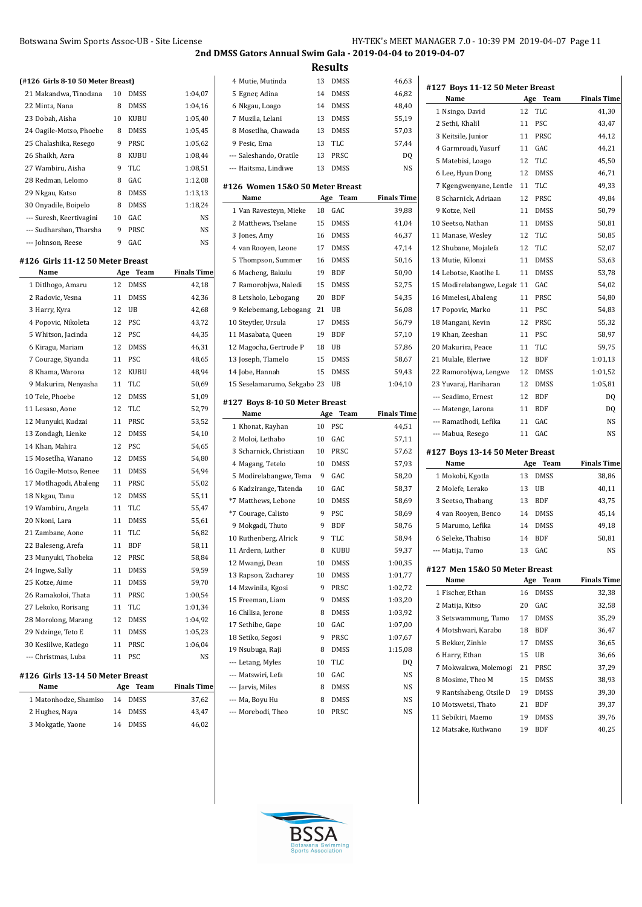## 2nd DMSS Gators Annual Swim Gala - 2019-04-04 to 2019-04-07

### Results

#### (#126 Girls 8-10 50 Meter Breast)

| Name | Age | Team | Finals Time |
|---|---|---|---|
| 21 Makandwa, Tinodana | 10 | DMSS | 1:04,07 |
| 22 Minta, Nana | 8 | DMSS | 1:04,16 |
| 23 Dobah, Aisha | 10 | KUBU | 1:05,40 |
| 24 Oagile-Motso, Phoebe | 8 | DMSS | 1:05,45 |
| 25 Chalashika, Resego | 9 | PRSC | 1:05,62 |
| 26 Shaikh, Azra | 8 | KUBU | 1:08,44 |
| 27 Wambiru, Aisha | 9 | TLC | 1:08,51 |
| 28 Redman, Lelomo | 8 | GAC | 1:12,08 |
| 29 Nkgau, Katso | 8 | DMSS | 1:13,13 |
| 30 Onyadile, Boipelo | 8 | DMSS | 1:18,24 |
| --- Suresh, Keertivagini | 10 | GAC | NS |
| --- Sudharshan, Tharsha | 9 | PRSC | NS |
| --- Johnson, Reese | 9 | GAC | NS |

#### #126 Girls 11-12 50 Meter Breast

| Name | Age | Team | Finals Time |
|---|---|---|---|
| 1 Ditlhogo, Amaru | 12 | DMSS | 42,18 |
| 2 Radovic, Vesna | 11 | DMSS | 42,36 |
| 3 Harry, Kyra | 12 | UB | 42,68 |
| 4 Popovic, Nikoleta | 12 | PSC | 43,72 |
| 5 Whitson, Jacinda | 12 | PSC | 44,35 |
| 6 Kiragu, Mariam | 12 | DMSS | 46,31 |
| 7 Courage, Siyanda | 11 | PSC | 48,65 |
| 8 Khama, Warona | 12 | KUBU | 48,94 |
| 9 Makurira, Nenyasha | 11 | TLC | 50,69 |
| 10 Tele, Phoebe | 12 | DMSS | 51,09 |
| 11 Lesaso, Aone | 12 | TLC | 52,79 |
| 12 Munyuki, Kudzai | 11 | PRSC | 53,52 |
| 13 Zondagh, Lienke | 12 | DMSS | 54,10 |
| 14 Khan, Mahira | 12 | PSC | 54,65 |
| 15 Mosetlha, Wanano | 12 | DMSS | 54,80 |
| 16 Oagile-Motso, Renee | 11 | DMSS | 54,94 |
| 17 Motlhagodi, Abaleng | 11 | PRSC | 55,02 |
| 18 Nkgau, Tanu | 12 | DMSS | 55,11 |
| 19 Wambiru, Angela | 11 | TLC | 55,47 |
| 20 Nkoni, Lara | 11 | DMSS | 55,61 |
| 21 Zambane, Aone | 11 | TLC | 56,82 |
| 22 Baleseng, Arefa | 11 | BDF | 58,11 |
| 23 Munyuki, Thobeka | 12 | PRSC | 58,84 |
| 24 Ingwe, Sally | 11 | DMSS | 59,59 |
| 25 Kotze, Aime | 11 | DMSS | 59,70 |
| 26 Ramakoloi, Thata | 11 | PRSC | 1:00,54 |
| 27 Lekoko, Rorisang | 11 | TLC | 1:01,34 |
| 28 Morolong, Marang | 12 | DMSS | 1:04,92 |
| 29 Ndzinge, Teto E | 11 | DMSS | 1:05,23 |
| 30 Kesiilwe, Katlego | 11 | PRSC | 1:06,04 |
| --- Christmas, Luba | 11 | PSC | NS |

#### #126 Girls 13-14 50 Meter Breast

| Name | Age | Team | Finals Time |
|---|---|---|---|
| 1 Matonhodze, Shamiso | 14 | DMSS | 37,62 |
| 2 Hughes, Naya | 14 | DMSS | 43,47 |
| 3 Mokgatle, Yaone | 14 | DMSS | 46,02 |
| 4 Mutie, Mutinda | 13 | DMSS | 46,63 |
| 5 Egner, Adina | 14 | DMSS | 46,82 |
| 6 Nkgau, Loago | 14 | DMSS | 48,40 |
| 7 Muzila, Lelani | 13 | DMSS | 55,19 |
| 8 Mosetlha, Chawada | 13 | DMSS | 57,03 |
| 9 Pesic, Ema | 13 | TLC | 57,44 |
| --- Saleshando, Oratile | 13 | PRSC | DQ |
| --- Haitsma, Lindiwe | 13 | DMSS | NS |

#### #126 Women 15&O 50 Meter Breast

| Name | Age | Team | Finals Time |
|---|---|---|---|
| 1 Van Ravesteyn, Mieke | 18 | GAC | 39,88 |
| 2 Matthews, Tselane | 15 | DMSS | 41,04 |
| 3 Jones, Amy | 16 | DMSS | 46,37 |
| 4 van Rooyen, Leone | 17 | DMSS | 47,14 |
| 5 Thompson, Summer | 16 | DMSS | 50,16 |
| 6 Macheng, Bakulu | 19 | BDF | 50,90 |
| 7 Ramorobjwa, Naledi | 15 | DMSS | 52,75 |
| 8 Letsholo, Lebogang | 20 | BDF | 54,35 |
| 9 Kelebemang, Lebogang | 21 | UB | 56,08 |
| 10 Steytler, Ursula | 17 | DMSS | 56,79 |
| 11 Masabata, Queen | 19 | BDF | 57,10 |
| 12 Magocha, Gertrude P | 18 | UB | 57,86 |
| 13 Joseph, Tlamelo | 15 | DMSS | 58,67 |
| 14 Jobe, Hannah | 15 | DMSS | 59,43 |
| 15 Seselamarumo, Sekgabo | 23 | UB | 1:04,10 |

#### #127 Boys 8-10 50 Meter Breast

| Name | Age | Team | Finals Time |
|---|---|---|---|
| 1 Khonat, Rayhan | 10 | PSC | 44,51 |
| 2 Moloi, Lethabo | 10 | GAC | 57,11 |
| 3 Scharnick, Christiaan | 10 | PRSC | 57,62 |
| 4 Magang, Tetelo | 10 | DMSS | 57,93 |
| 5 Modirelabangwe, Tema | 9 | GAC | 58,20 |
| 6 Kadzirange, Tatenda | 10 | GAC | 58,37 |
| *7 Matthews, Lebone | 10 | DMSS | 58,69 |
| *7 Courage, Calisto | 9 | PSC | 58,69 |
| 9 Mokgadi, Thuto | 9 | BDF | 58,76 |
| 10 Ruthenberg, Alrick | 9 | TLC | 58,94 |
| 11 Ardern, Luther | 8 | KUBU | 59,37 |
| 12 Mwangi, Dean | 10 | DMSS | 1:00,35 |
| 13 Rapson, Zacharey | 10 | DMSS | 1:01,77 |
| 14 Mzwinila, Kgosi | 9 | PRSC | 1:02,72 |
| 15 Freeman, Liam | 9 | DMSS | 1:03,20 |
| 16 Chilisa, Jerone | 8 | DMSS | 1:03,92 |
| 17 Sethibe, Gape | 10 | GAC | 1:07,00 |
| 18 Setiko, Segosi | 9 | PRSC | 1:07,67 |
| 19 Nsubuga, Raji | 8 | DMSS | 1:15,08 |
| --- Letang, Myles | 10 | TLC | DQ |
| --- Matswiri, Lefa | 10 | GAC | NS |
| --- Jarvis, Miles | 8 | DMSS | NS |
| --- Ma, Boyu Hu | 8 | DMSS | NS |
| --- Morebodi, Theo | 10 | PRSC | NS |

#### #127 Boys 11-12 50 Meter Breast

| Name | Age | Team | Finals Time |
|---|---|---|---|
| 1 Nsingo, David | 12 | TLC | 41,30 |
| 2 Sethi, Khalil | 11 | PSC | 43,47 |
| 3 Keitsile, Junior | 11 | PRSC | 44,12 |
| 4 Garmroudi, Yusurf | 11 | GAC | 44,21 |
| 5 Matebisi, Loago | 12 | TLC | 45,50 |
| 6 Lee, Hyun Dong | 12 | DMSS | 46,71 |
| 7 Kgengwenyane, Lentle | 11 | TLC | 49,33 |
| 8 Scharnick, Adriaan | 12 | PRSC | 49,84 |
| 9 Kotze, Neil | 11 | DMSS | 50,79 |
| 10 Seetso, Nathan | 11 | DMSS | 50,81 |
| 11 Manase, Wesley | 12 | TLC | 50,85 |
| 12 Shubane, Mojalefa | 12 | TLC | 52,07 |
| 13 Mutie, Kilonzi | 11 | DMSS | 53,63 |
| 14 Lebotse, Kaotlhe L | 11 | DMSS | 53,78 |
| 15 Modirelabangwe, Legak | 11 | GAC | 54,02 |
| 16 Mmelesi, Abaleng | 11 | PRSC | 54,80 |
| 17 Popovic, Marko | 11 | PSC | 54,83 |
| 18 Mangani, Kevin | 12 | PRSC | 55,32 |
| 19 Khan, Zeeshan | 11 | PSC | 58,97 |
| 20 Makurira, Peace | 11 | TLC | 59,75 |
| 21 Mulale, Eleriwe | 12 | BDF | 1:01,13 |
| 22 Ramorobjwa, Lengwe | 12 | DMSS | 1:01,52 |
| 23 Yuvaraj, Hariharan | 12 | DMSS | 1:05,81 |
| --- Seadimo, Ernest | 12 | BDF | DQ |
| --- Matenge, Larona | 11 | BDF | DQ |
| --- Ramatlhodi, Lefika | 11 | GAC | NS |
| --- Mabua, Resego | 11 | GAC | NS |

#### #127 Boys 13-14 50 Meter Breast

| Name | Age | Team | Finals Time |
|---|---|---|---|
| 1 Mokobi, Kgotla | 13 | DMSS | 38,86 |
| 2 Molefe, Lerako | 13 | UB | 40,11 |
| 3 Seetso, Thabang | 13 | BDF | 43,75 |
| 4 van Rooyen, Benco | 14 | DMSS | 45,14 |
| 5 Marumo, Lefika | 14 | DMSS | 49,18 |
| 6 Seleke, Thabiso | 14 | BDF | 50,81 |
| --- Matija, Tumo | 13 | GAC | NS |

#### #127 Men 15&O 50 Meter Breast

| Name | Age | Team | Finals Time |
|---|---|---|---|
| 1 Fischer, Ethan | 16 | DMSS | 32,38 |
| 2 Matija, Kitso | 20 | GAC | 32,58 |
| 3 Setswammung, Tumo | 17 | DMSS | 35,29 |
| 4 Motshwari, Karabo | 18 | BDF | 36,47 |
| 5 Bekker, Zinhle | 17 | DMSS | 36,65 |
| 6 Harry, Ethan | 15 | UB | 36,66 |
| 7 Mokwakwa, Molemogi | 21 | PRSC | 37,29 |
| 8 Mosime, Theo M | 15 | DMSS | 38,93 |
| 9 Rantshabeng, Otsile D | 19 | DMSS | 39,30 |
| 10 Motswetsi, Thato | 21 | BDF | 39,37 |
| 11 Sebikiri, Maemo | 19 | DMSS | 39,76 |
| 12 Matsake, Kutlwano | 19 | BDF | 40,25 |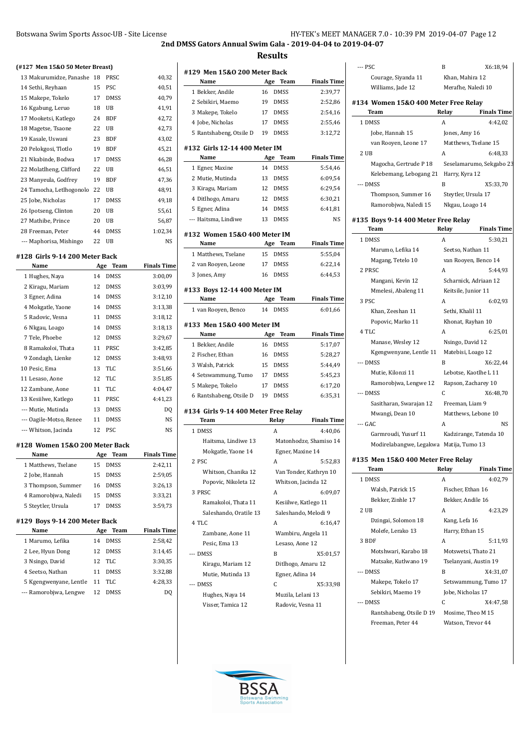## 2nd DMSS Gators Annual Swim Gala - 2019-04-04 to 2019-04-07

## Results

### (#127 Men 15&O 50 Meter Breast)

| Name | Age | Team | Finals Time |
|---|---|---|---|
| 13 Makurumidze, Panashe | 18 | PRSC | 40,32 |
| 14 Sethi, Reyhaan | 15 | PSC | 40,51 |
| 15 Makepe, Tokelo | 17 | DMSS | 40,79 |
| 16 Kgabung, Leruo | 18 | UB | 41,91 |
| 17 Mooketsi, Katlego | 24 | BDF | 42,72 |
| 18 Magetse, Tsaone | 22 | UB | 42,73 |
| 19 Kasale, Uswani | 23 | BDF | 43,02 |
| 20 Pelokgosi, Tlotlo | 19 | BDF | 45,21 |
| 21 Nkabinde, Bodwa | 17 | DMSS | 46,28 |
| 22 Molatlheng, Clifford | 22 | UB | 46,51 |
| 23 Manyeula, Godfrey | 19 | BDF | 47,36 |
| 24 Tamocha, Letlhogonolo | 22 | UB | 48,91 |
| 25 Jobe, Nicholas | 17 | DMSS | 49,18 |
| 26 Ipotseng, Clinton | 20 | UB | 55,61 |
| 27 Mathibe, Prince | 20 | UB | 56,87 |
| 28 Freeman, Peter | 44 | DMSS | 1:02,34 |
| --- Maphorisa, Mishingo | 22 | UB | NS |

### #128 Girls 9-14 200 Meter Back

| Name | Age | Team | Finals Time |
|---|---|---|---|
| 1 Hughes, Naya | 14 | DMSS | 3:00,09 |
| 2 Kiragu, Mariam | 12 | DMSS | 3:03,99 |
| 3 Egner, Adina | 14 | DMSS | 3:12,10 |
| 4 Mokgatle, Yaone | 14 | DMSS | 3:13,38 |
| 5 Radovic, Vesna | 11 | DMSS | 3:18,12 |
| 6 Nkgau, Loago | 14 | DMSS | 3:18,13 |
| 7 Tele, Phoebe | 12 | DMSS | 3:29,67 |
| 8 Ramakoloi, Thata | 11 | PRSC | 3:42,85 |
| 9 Zondagh, Lienke | 12 | DMSS | 3:48,93 |
| 10 Pesic, Ema | 13 | TLC | 3:51,66 |
| 11 Lesaso, Aone | 12 | TLC | 3:51,85 |
| 12 Zambane, Aone | 11 | TLC | 4:04,47 |
| 13 Kesiilwe, Katlego | 11 | PRSC | 4:41,23 |
| --- Mutie, Mutinda | 13 | DMSS | DQ |
| --- Oagile-Motso, Renee | 11 | DMSS | NS |
| --- Whitson, Jacinda | 12 | PSC | NS |

### #128 Women 15&O 200 Meter Back

| Name | Age | Team | Finals Time |
|---|---|---|---|
| 1 Matthews, Tselane | 15 | DMSS | 2:42,11 |
| 2 Jobe, Hannah | 15 | DMSS | 2:59,05 |
| 3 Thompson, Summer | 16 | DMSS | 3:26,13 |
| 4 Ramorobjwa, Naledi | 15 | DMSS | 3:33,21 |
| 5 Steytler, Ursula | 17 | DMSS | 3:59,73 |

### #129 Boys 9-14 200 Meter Back

| Name | Age | Team | Finals Time |
|---|---|---|---|
| 1 Marumo, Lefika | 14 | DMSS | 2:58,42 |
| 2 Lee, Hyun Dong | 12 | DMSS | 3:14,45 |
| 3 Nsingo, David | 12 | TLC | 3:30,35 |
| 4 Seetso, Nathan | 11 | DMSS | 3:32,88 |
| 5 Kgengwenyane, Lentle | 11 | TLC | 4:28,33 |
| --- Ramorobjwa, Lengwe | 12 | DMSS | DQ |

### #129 Men 15&O 200 Meter Back

| Name | Age | Team | Finals Time |
|---|---|---|---|
| 1 Bekker, Andile | 16 | DMSS | 2:39,77 |
| 2 Sebikiri, Maemo | 19 | DMSS | 2:52,86 |
| 3 Makepe, Tokelo | 17 | DMSS | 2:54,16 |
| 4 Jobe, Nicholas | 17 | DMSS | 2:55,46 |
| 5 Rantshabeng, Otsile D | 19 | DMSS | 3:12,72 |

### #132 Girls 12-14 400 Meter IM

| Name | Age | Team | Finals Time |
|---|---|---|---|
| 1 Egner, Maxine | 14 | DMSS | 5:54,46 |
| 2 Mutie, Mutinda | 13 | DMSS | 6:09,54 |
| 3 Kiragu, Mariam | 12 | DMSS | 6:29,54 |
| 4 Ditlhogo, Amaru | 12 | DMSS | 6:30,21 |
| 5 Egner, Adina | 14 | DMSS | 6:41,81 |
| --- Haitsma, Lindiwe | 13 | DMSS | NS |

### #132 Women 15&O 400 Meter IM

| Name | Age | Team | Finals Time |
|---|---|---|---|
| 1 Matthews, Tselane | 15 | DMSS | 5:55,04 |
| 2 van Rooyen, Leone | 17 | DMSS | 6:22,14 |
| 3 Jones, Amy | 16 | DMSS | 6:44,53 |

### #133 Boys 12-14 400 Meter IM

| Name | Age | Team | Finals Time |
|---|---|---|---|
| 1 van Rooyen, Benco | 14 | DMSS | 6:01,66 |

### #133 Men 15&O 400 Meter IM

| Name | Age | Team | Finals Time |
|---|---|---|---|
| 1 Bekker, Andile | 16 | DMSS | 5:17,07 |
| 2 Fischer, Ethan | 16 | DMSS | 5:28,27 |
| 3 Walsh, Patrick | 15 | DMSS | 5:44,49 |
| 4 Setswammung, Tumo | 17 | DMSS | 5:45,23 |
| 5 Makepe, Tokelo | 17 | DMSS | 6:17,20 |
| 6 Rantshabeng, Otsile D | 19 | DMSS | 6:35,31 |

### #134 Girls 9-14 400 Meter Free Relay

| Team | Relay | Finals Time |
|---|---|---|
| 1 DMSS | A | 4:40,06 |
| Haitsma, Lindiwe 13 | Matonhodze, Shamiso 14 | |
| Mokgatle, Yaone 14 | Egner, Maxine 14 | |
| 2 PSC | A | 5:52,83 |
| Whitson, Chanika 12 | Van Tonder, Kathryn 10 | |
| Popovic, Nikoleta 12 | Whitson, Jacinda 12 | |
| 3 PRSC | A | 6:09,07 |
| Ramakoloi, Thata 11 | Kesiilwe, Katlego 11 | |
| Saleshando, Oratile 13 | Saleshando, Melodi 9 | |
| 4 TLC | A | 6:16,47 |
| Zambane, Aone 11 | Wambiru, Angela 11 | |
| Pesic, Ema 13 | Lesaso, Aone 12 | |
| --- DMSS | B | X5:01,57 |
| Kiragu, Mariam 12 | Ditlhogo, Amaru 12 | |
| Mutie, Mutinda 13 | Egner, Adina 14 | |
| --- DMSS | C | X5:33,98 |
| Hughes, Naya 14 | Muzila, Lelani 13 | |
| Visser, Tamica 12 | Radovic, Vesna 11 | |
| --- PSC | B | X6:18,94 |
| Courage, Siyanda 11 | Khan, Mahira 12 | |
| Williams, Jade 12 | Merafhe, Naledi 10 | |

### #134 Women 15&O 400 Meter Free Relay

| Team | Relay | Finals Time |
|---|---|---|
| 1 DMSS | A | 4:42,02 |
| Jobe, Hannah 15 | Jones, Amy 16 | |
| van Rooyen, Leone 17 | Matthews, Tselane 15 | |
| 2 UB | A | 6:48,33 |
| Magocha, Gertrude P 18 | Seselamarumo, Sekgabo 23 | |
| Kelebemang, Lebogang 21 | Harry, Kyra 12 | |
| --- DMSS | B | X5:33,70 |
| Thompson, Summer 16 | Steytler, Ursula 17 | |
| Ramorobjwa, Naledi 15 | Nkgau, Loago 14 | |

### #135 Boys 9-14 400 Meter Free Relay

| Team | Relay | Finals Time |
|---|---|---|
| 1 DMSS | A | 5:30,21 |
| Marumo, Lefika 14 | Seetso, Nathan 11 | |
| Magang, Tetelo 10 | van Rooyen, Benco 14 | |
| 2 PRSC | A | 5:44,93 |
| Mangani, Kevin 12 | Scharnick, Adriaan 12 | |
| Mmelesi, Abaleng 11 | Keitsile, Junior 11 | |
| 3 PSC | A | 6:02,93 |
| Khan, Zeeshan 11 | Sethi, Khalil 11 | |
| Popovic, Marko 11 | Khonat, Rayhan 10 | |
| 4 TLC | A | 6:25,01 |
| Manase, Wesley 12 | Nsingo, David 12 | |
| Kgengwenyane, Lentle 11 | Matebisi, Loago 12 | |
| --- DMSS | B | X6:22,44 |
| Mutie, Kilonzi 11 | Lebotse, Kaotlhe L 11 | |
| Ramorobjwa, Lengwe 12 | Rapson, Zacharey 10 | |
| --- DMSS | C | X6:48,70 |
| Sasitharan, Swarajan 12 | Freeman, Liam 9 | |
| Mwangi, Dean 10 | Matthews, Lebone 10 | |
| --- GAC | A | NS |
| Garmroudi, Yusurf 11 | Kadzirange, Tatenda 10 | |
| Modirelabangwe, Legakwa | Matija, Tumo 13 | |

### #135 Men 15&O 400 Meter Free Relay

| Team | Relay | Finals Time |
|---|---|---|
| 1 DMSS | A | 4:02,79 |
| Walsh, Patrick 15 | Fischer, Ethan 16 | |
| Bekker, Zinhle 17 | Bekker, Andile 16 | |
| 2 UB | A | 4:23,29 |
| Dzingai, Solomon 18 | Kang, Lefa 16 | |
| Molefe, Lerako 13 | Harry, Ethan 15 | |
| 3 BDF | A | 5:11,93 |
| Motshwari, Karabo 18 | Motswetsi, Thato 21 | |
| Matsake, Kutlwano 19 | Tselanyani, Austin 19 | |
| --- DMSS | B | X4:31,07 |
| Makepe, Tokelo 17 | Setswammung, Tumo 17 | |
| Sebikiri, Maemo 19 | Jobe, Nicholas 17 | |
| --- DMSS | C | X4:47,58 |
| Rantshabeng, Otsile D 19 | Mosime, Theo M 15 | |
| Freeman, Peter 44 | Watson, Trevor 44 | |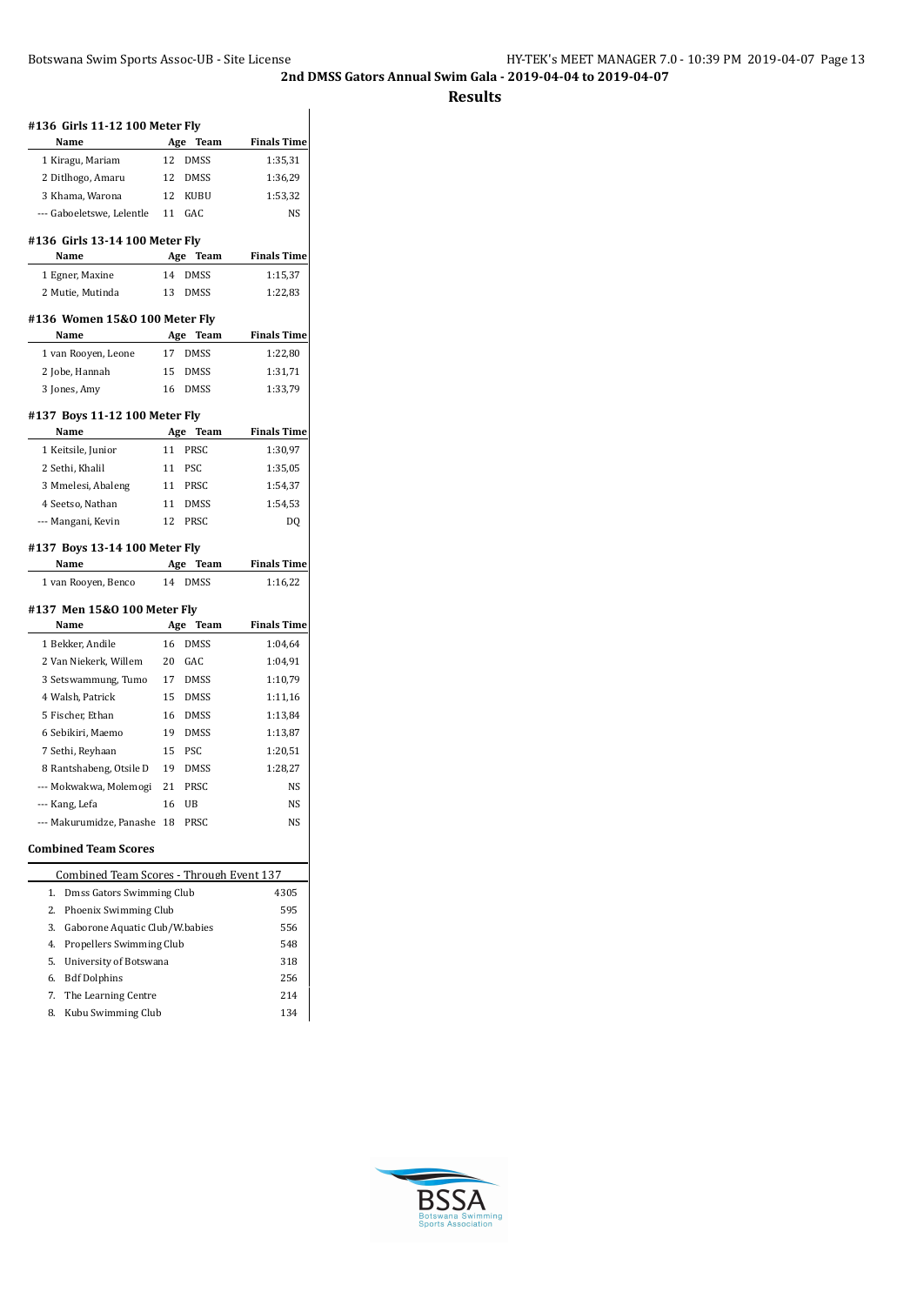## 2nd DMSS Gators Annual Swim Gala - 2019-04-04 to 2019-04-07

## Results

### #136 Girls 11-12 100 Meter Fly

| Name | Age | Team | Finals Time |
|---|---|---|---|
| 1 Kiragu, Mariam | 12 | DMSS | 1:35,31 |
| 2 Ditlhogo, Amaru | 12 | DMSS | 1:36,29 |
| 3 Khama, Warona | 12 | KUBU | 1:53,32 |
| --- Gaboeletswe, Lelentle | 11 | GAC | NS |

### #136 Girls 13-14 100 Meter Fly

| Name | Age | Team | Finals Time |
|---|---|---|---|
| 1 Egner, Maxine | 14 | DMSS | 1:15,37 |
| 2 Mutie, Mutinda | 13 | DMSS | 1:22,83 |

### #136 Women 15&O 100 Meter Fly

| Name | Age | Team | Finals Time |
|---|---|---|---|
| 1 van Rooyen, Leone | 17 | DMSS | 1:22,80 |
| 2 Jobe, Hannah | 15 | DMSS | 1:31,71 |
| 3 Jones, Amy | 16 | DMSS | 1:33,79 |

### #137 Boys 11-12 100 Meter Fly

| Name | Age | Team | Finals Time |
|---|---|---|---|
| 1 Keitsile, Junior | 11 | PRSC | 1:30,97 |
| 2 Sethi, Khalil | 11 | PSC | 1:35,05 |
| 3 Mmelesi, Abaleng | 11 | PRSC | 1:54,37 |
| 4 Seetso, Nathan | 11 | DMSS | 1:54,53 |
| --- Mangani, Kevin | 12 | PRSC | DQ |

### #137 Boys 13-14 100 Meter Fly

| Name | Age | Team | Finals Time |
|---|---|---|---|
| 1 van Rooyen, Benco | 14 | DMSS | 1:16,22 |

### #137 Men 15&O 100 Meter Fly

| Name | Age | Team | Finals Time |
|---|---|---|---|
| 1 Bekker, Andile | 16 | DMSS | 1:04,64 |
| 2 Van Niekerk, Willem | 20 | GAC | 1:04,91 |
| 3 Setswammung, Tumo | 17 | DMSS | 1:10,79 |
| 4 Walsh, Patrick | 15 | DMSS | 1:11,16 |
| 5 Fischer, Ethan | 16 | DMSS | 1:13,84 |
| 6 Sebikiri, Maemo | 19 | DMSS | 1:13,87 |
| 7 Sethi, Reyhaan | 15 | PSC | 1:20,51 |
| 8 Rantshabeng, Otsile D | 19 | DMSS | 1:28,27 |
| --- Mokwakwa, Molemogi | 21 | PRSC | NS |
| --- Kang, Lefa | 16 | UB | NS |
| --- Makurumidze, Panashe | 18 | PRSC | NS |

### Combined Team Scores

Combined Team Scores - Through Event 137

| | | |
|---|---|---|
| 1. | Dmss Gators Swimming Club | 4305 |
| 2. | Phoenix Swimming Club | 595 |
| 3. | Gaborone Aquatic Club/W.babies | 556 |
| 4. | Propellers Swimming Club | 548 |
| 5. | University of Botswana | 318 |
| 6. | Bdf Dolphins | 256 |
| 7. | The Learning Centre | 214 |
| 8. | Kubu Swimming Club | 134 |